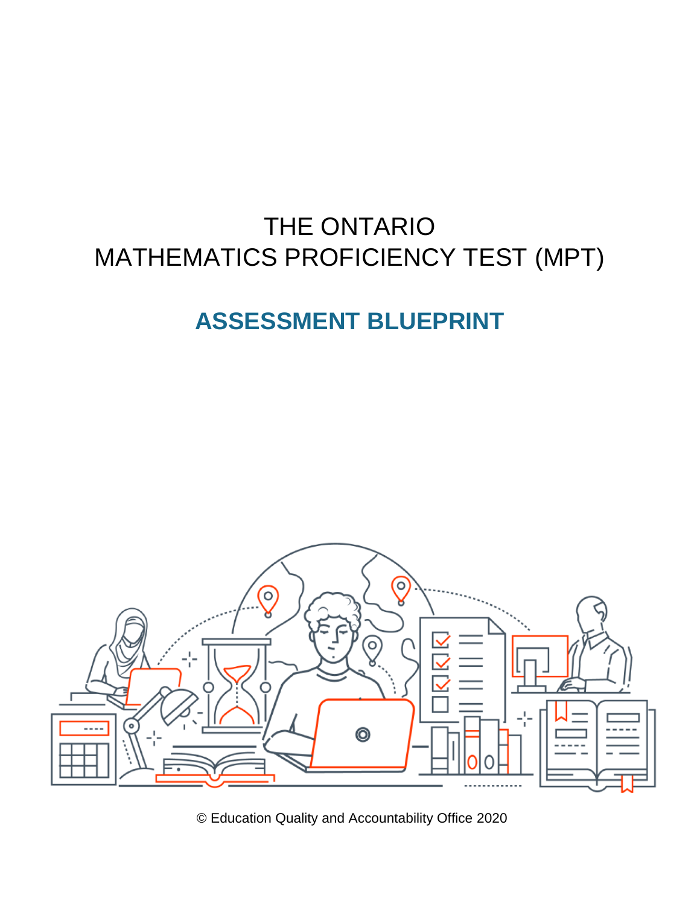# THE ONTARIO MATHEMATICS PROFICIENCY TEST (MPT)

## ASSESSMENT BLUEPRINT

© Education Quality and Accountability Office 2020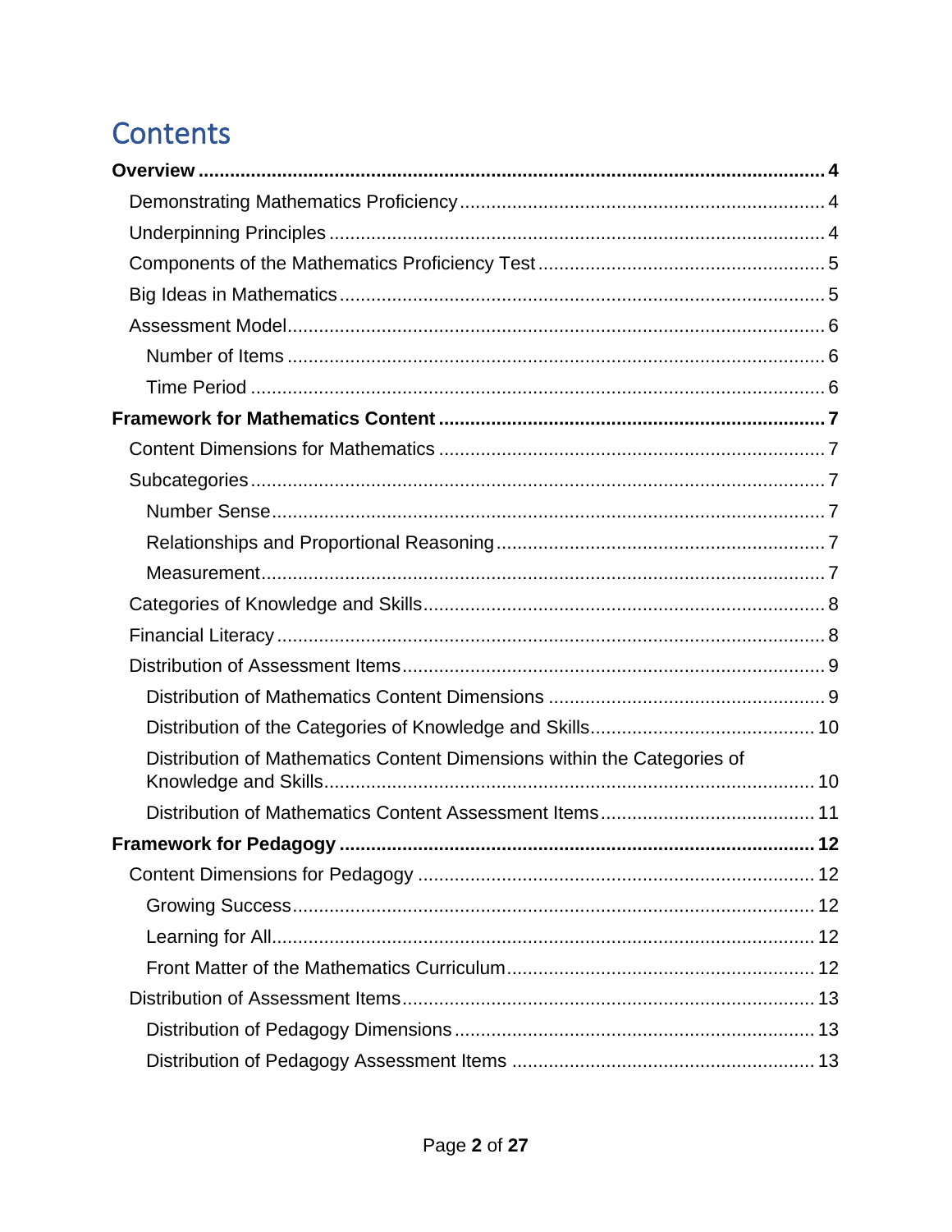# Contents

**Overview** .......... **4**

- Demonstrating Mathematics Proficiency .......... 4
- Underpinning Principles .......... 4
- Components of the Mathematics Proficiency Test .......... 5
- Big Ideas in Mathematics .......... 5
- Assessment Model .......... 6
  - Number of Items .......... 6
  - Time Period .......... 6

**Framework for Mathematics Content** .......... **7**

- Content Dimensions for Mathematics .......... 7
- Subcategories .......... 7
  - Number Sense .......... 7
  - Relationships and Proportional Reasoning .......... 7
  - Measurement .......... 7
- Categories of Knowledge and Skills .......... 8
- Financial Literacy .......... 8
- Distribution of Assessment Items .......... 9
  - Distribution of Mathematics Content Dimensions .......... 9
  - Distribution of the Categories of Knowledge and Skills .......... 10
  - Distribution of Mathematics Content Dimensions within the Categories of Knowledge and Skills .......... 10
  - Distribution of Mathematics Content Assessment Items .......... 11

**Framework for Pedagogy** .......... **12**

- Content Dimensions for Pedagogy .......... 12
  - Growing Success .......... 12
  - Learning for All .......... 12
  - Front Matter of the Mathematics Curriculum .......... 12
- Distribution of Assessment Items .......... 13
  - Distribution of Pedagogy Dimensions .......... 13
  - Distribution of Pedagogy Assessment Items .......... 13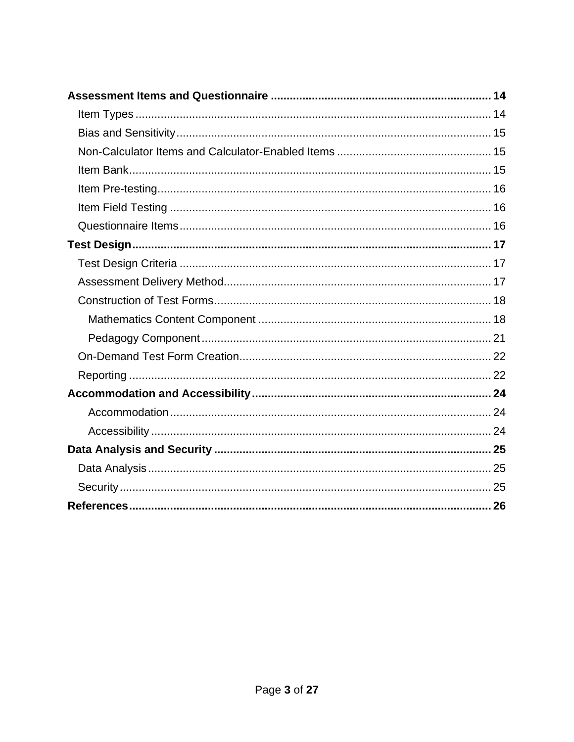**Assessment Items and Questionnaire** ..... **14**

- Item Types ..... 14
- Bias and Sensitivity ..... 15
- Non-Calculator Items and Calculator-Enabled Items ..... 15
- Item Bank ..... 15
- Item Pre-testing ..... 16
- Item Field Testing ..... 16
- Questionnaire Items ..... 16

**Test Design** ..... **17**

- Test Design Criteria ..... 17
- Assessment Delivery Method ..... 17
- Construction of Test Forms ..... 18
  - Mathematics Content Component ..... 18
  - Pedagogy Component ..... 21
- On-Demand Test Form Creation ..... 22
- Reporting ..... 22

**Accommodation and Accessibility** ..... **24**

- Accommodation ..... 24
- Accessibility ..... 24

**Data Analysis and Security** ..... **25**

- Data Analysis ..... 25
- Security ..... 25

**References** ..... **26**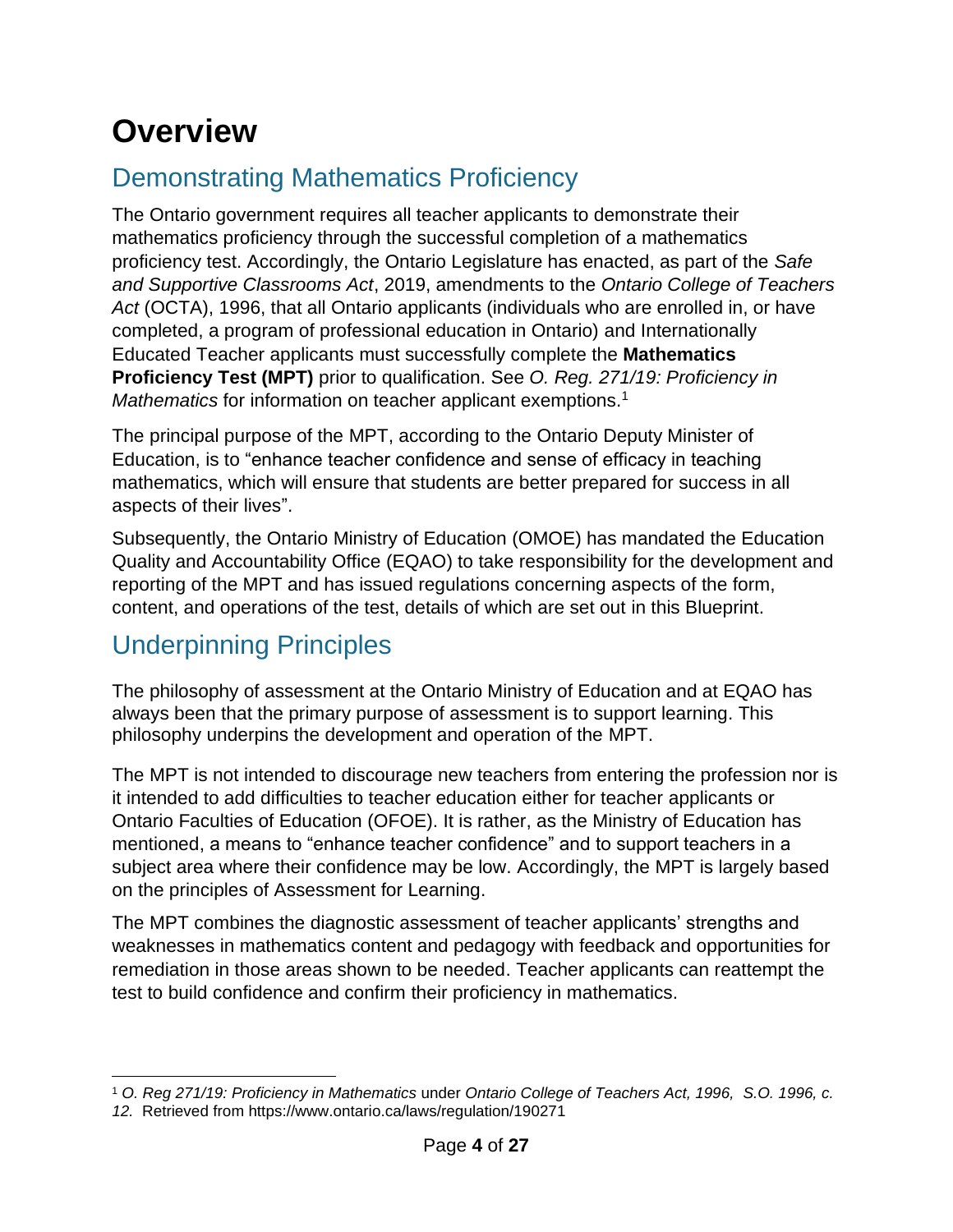# Overview

## Demonstrating Mathematics Proficiency

The Ontario government requires all teacher applicants to demonstrate their mathematics proficiency through the successful completion of a mathematics proficiency test. Accordingly, the Ontario Legislature has enacted, as part of the *Safe and Supportive Classrooms Act*, 2019, amendments to the *Ontario College of Teachers Act* (OCTA), 1996, that all Ontario applicants (individuals who are enrolled in, or have completed, a program of professional education in Ontario) and Internationally Educated Teacher applicants must successfully complete the **Mathematics Proficiency Test (MPT)** prior to qualification. See *O. Reg. 271/19: Proficiency in Mathematics* for information on teacher applicant exemptions.[1]

The principal purpose of the MPT, according to the Ontario Deputy Minister of Education, is to "enhance teacher confidence and sense of efficacy in teaching mathematics, which will ensure that students are better prepared for success in all aspects of their lives".

Subsequently, the Ontario Ministry of Education (OMOE) has mandated the Education Quality and Accountability Office (EQAO) to take responsibility for the development and reporting of the MPT and has issued regulations concerning aspects of the form, content, and operations of the test, details of which are set out in this Blueprint.

## Underpinning Principles

The philosophy of assessment at the Ontario Ministry of Education and at EQAO has always been that the primary purpose of assessment is to support learning. This philosophy underpins the development and operation of the MPT.

The MPT is not intended to discourage new teachers from entering the profession nor is it intended to add difficulties to teacher education either for teacher applicants or Ontario Faculties of Education (OFOE). It is rather, as the Ministry of Education has mentioned, a means to "enhance teacher confidence" and to support teachers in a subject area where their confidence may be low. Accordingly, the MPT is largely based on the principles of Assessment for Learning.

The MPT combines the diagnostic assessment of teacher applicants' strengths and weaknesses in mathematics content and pedagogy with feedback and opportunities for remediation in those areas shown to be needed. Teacher applicants can reattempt the test to build confidence and confirm their proficiency in mathematics.

---

[1] *O. Reg 271/19: Proficiency in Mathematics* under *Ontario College of Teachers Act, 1996, S.O. 1996, c. 12.* Retrieved from https://www.ontario.ca/laws/regulation/190271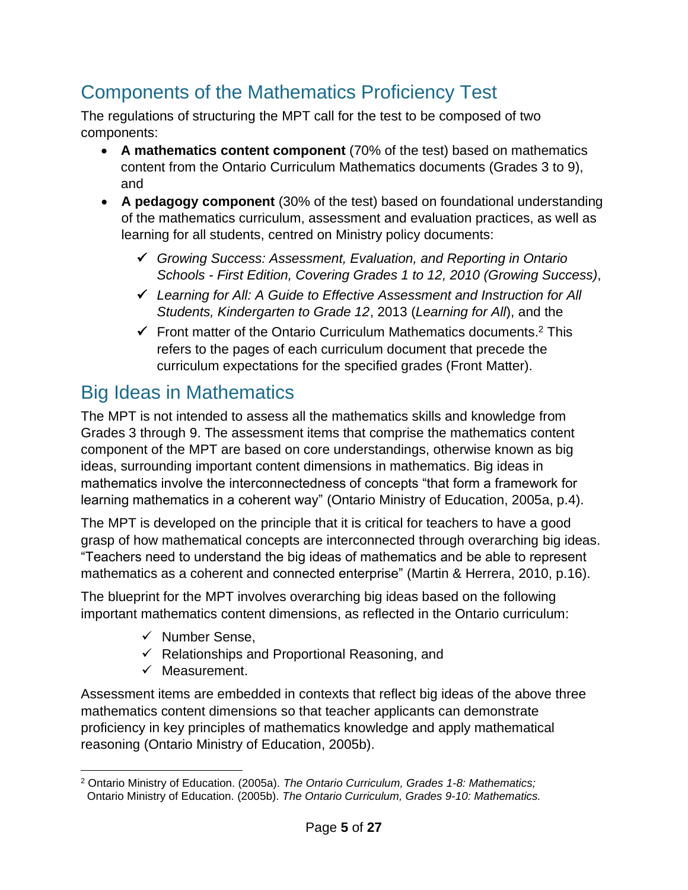## Components of the Mathematics Proficiency Test

The regulations of structuring the MPT call for the test to be composed of two components:

- **A mathematics content component** (70% of the test) based on mathematics content from the Ontario Curriculum Mathematics documents (Grades 3 to 9), and
- **A pedagogy component** (30% of the test) based on foundational understanding of the mathematics curriculum, assessment and evaluation practices, as well as learning for all students, centred on Ministry policy documents:
  - ✓ *Growing Success: Assessment, Evaluation, and Reporting in Ontario Schools - First Edition, Covering Grades 1 to 12, 2010 (Growing Success)*,
  - ✓ *Learning for All: A Guide to Effective Assessment and Instruction for All Students, Kindergarten to Grade 12*, 2013 (*Learning for All*), and the
  - ✓ Front matter of the Ontario Curriculum Mathematics documents.[2] This refers to the pages of each curriculum document that precede the curriculum expectations for the specified grades (Front Matter).

## Big Ideas in Mathematics

The MPT is not intended to assess all the mathematics skills and knowledge from Grades 3 through 9. The assessment items that comprise the mathematics content component of the MPT are based on core understandings, otherwise known as big ideas, surrounding important content dimensions in mathematics. Big ideas in mathematics involve the interconnectedness of concepts "that form a framework for learning mathematics in a coherent way" (Ontario Ministry of Education, 2005a, p.4).

The MPT is developed on the principle that it is critical for teachers to have a good grasp of how mathematical concepts are interconnected through overarching big ideas. "Teachers need to understand the big ideas of mathematics and be able to represent mathematics as a coherent and connected enterprise" (Martin & Herrera, 2010, p.16).

The blueprint for the MPT involves overarching big ideas based on the following important mathematics content dimensions, as reflected in the Ontario curriculum:

- ✓ Number Sense,
- ✓ Relationships and Proportional Reasoning, and
- ✓ Measurement.

Assessment items are embedded in contexts that reflect big ideas of the above three mathematics content dimensions so that teacher applicants can demonstrate proficiency in key principles of mathematics knowledge and apply mathematical reasoning (Ontario Ministry of Education, 2005b).

---

[2] Ontario Ministry of Education. (2005a). *The Ontario Curriculum, Grades 1-8: Mathematics;* Ontario Ministry of Education. (2005b). *The Ontario Curriculum, Grades 9-10: Mathematics.*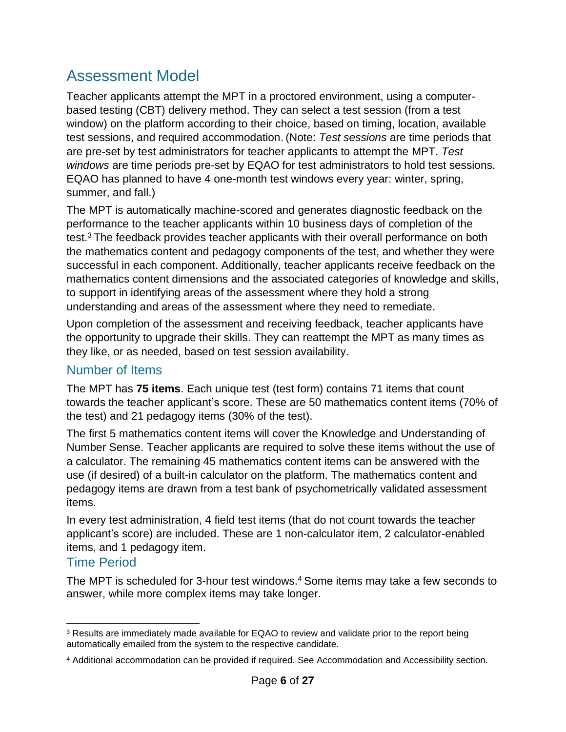## Assessment Model

Teacher applicants attempt the MPT in a proctored environment, using a computer-based testing (CBT) delivery method. They can select a test session (from a test window) on the platform according to their choice, based on timing, location, available test sessions, and required accommodation. (Note: *Test sessions* are time periods that are pre-set by test administrators for teacher applicants to attempt the MPT. *Test windows* are time periods pre-set by EQAO for test administrators to hold test sessions. EQAO has planned to have 4 one-month test windows every year: winter, spring, summer, and fall.)

The MPT is automatically machine-scored and generates diagnostic feedback on the performance to the teacher applicants within 10 business days of completion of the test.[3] The feedback provides teacher applicants with their overall performance on both the mathematics content and pedagogy components of the test, and whether they were successful in each component. Additionally, teacher applicants receive feedback on the mathematics content dimensions and the associated categories of knowledge and skills, to support in identifying areas of the assessment where they hold a strong understanding and areas of the assessment where they need to remediate.

Upon completion of the assessment and receiving feedback, teacher applicants have the opportunity to upgrade their skills. They can reattempt the MPT as many times as they like, or as needed, based on test session availability.

### Number of Items

The MPT has **75 items**. Each unique test (test form) contains 71 items that count towards the teacher applicant's score. These are 50 mathematics content items (70% of the test) and 21 pedagogy items (30% of the test).

The first 5 mathematics content items will cover the Knowledge and Understanding of Number Sense. Teacher applicants are required to solve these items without the use of a calculator. The remaining 45 mathematics content items can be answered with the use (if desired) of a built-in calculator on the platform. The mathematics content and pedagogy items are drawn from a test bank of psychometrically validated assessment items.

In every test administration, 4 field test items (that do not count towards the teacher applicant's score) are included. These are 1 non-calculator item, 2 calculator-enabled items, and 1 pedagogy item.

### Time Period

The MPT is scheduled for 3-hour test windows.[4] Some items may take a few seconds to answer, while more complex items may take longer.

---

[3] Results are immediately made available for EQAO to review and validate prior to the report being automatically emailed from the system to the respective candidate.

[4] Additional accommodation can be provided if required. See Accommodation and Accessibility section.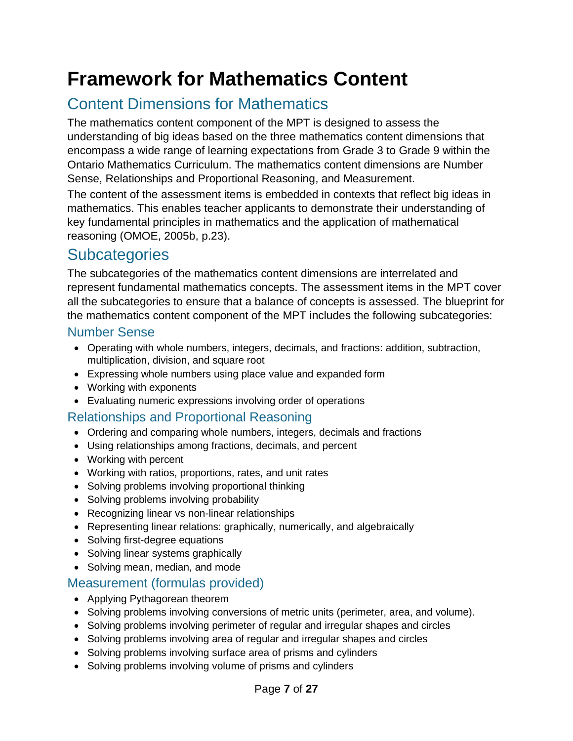# Framework for Mathematics Content

## Content Dimensions for Mathematics

The mathematics content component of the MPT is designed to assess the understanding of big ideas based on the three mathematics content dimensions that encompass a wide range of learning expectations from Grade 3 to Grade 9 within the Ontario Mathematics Curriculum. The mathematics content dimensions are Number Sense, Relationships and Proportional Reasoning, and Measurement.

The content of the assessment items is embedded in contexts that reflect big ideas in mathematics. This enables teacher applicants to demonstrate their understanding of key fundamental principles in mathematics and the application of mathematical reasoning (OMOE, 2005b, p.23).

## Subcategories

The subcategories of the mathematics content dimensions are interrelated and represent fundamental mathematics concepts. The assessment items in the MPT cover all the subcategories to ensure that a balance of concepts is assessed. The blueprint for the mathematics content component of the MPT includes the following subcategories:

### Number Sense

- Operating with whole numbers, integers, decimals, and fractions: addition, subtraction, multiplication, division, and square root
- Expressing whole numbers using place value and expanded form
- Working with exponents
- Evaluating numeric expressions involving order of operations

### Relationships and Proportional Reasoning

- Ordering and comparing whole numbers, integers, decimals and fractions
- Using relationships among fractions, decimals, and percent
- Working with percent
- Working with ratios, proportions, rates, and unit rates
- Solving problems involving proportional thinking
- Solving problems involving probability
- Recognizing linear vs non-linear relationships
- Representing linear relations: graphically, numerically, and algebraically
- Solving first-degree equations
- Solving linear systems graphically
- Solving mean, median, and mode

### Measurement (formulas provided)

- Applying Pythagorean theorem
- Solving problems involving conversions of metric units (perimeter, area, and volume).
- Solving problems involving perimeter of regular and irregular shapes and circles
- Solving problems involving area of regular and irregular shapes and circles
- Solving problems involving surface area of prisms and cylinders
- Solving problems involving volume of prisms and cylinders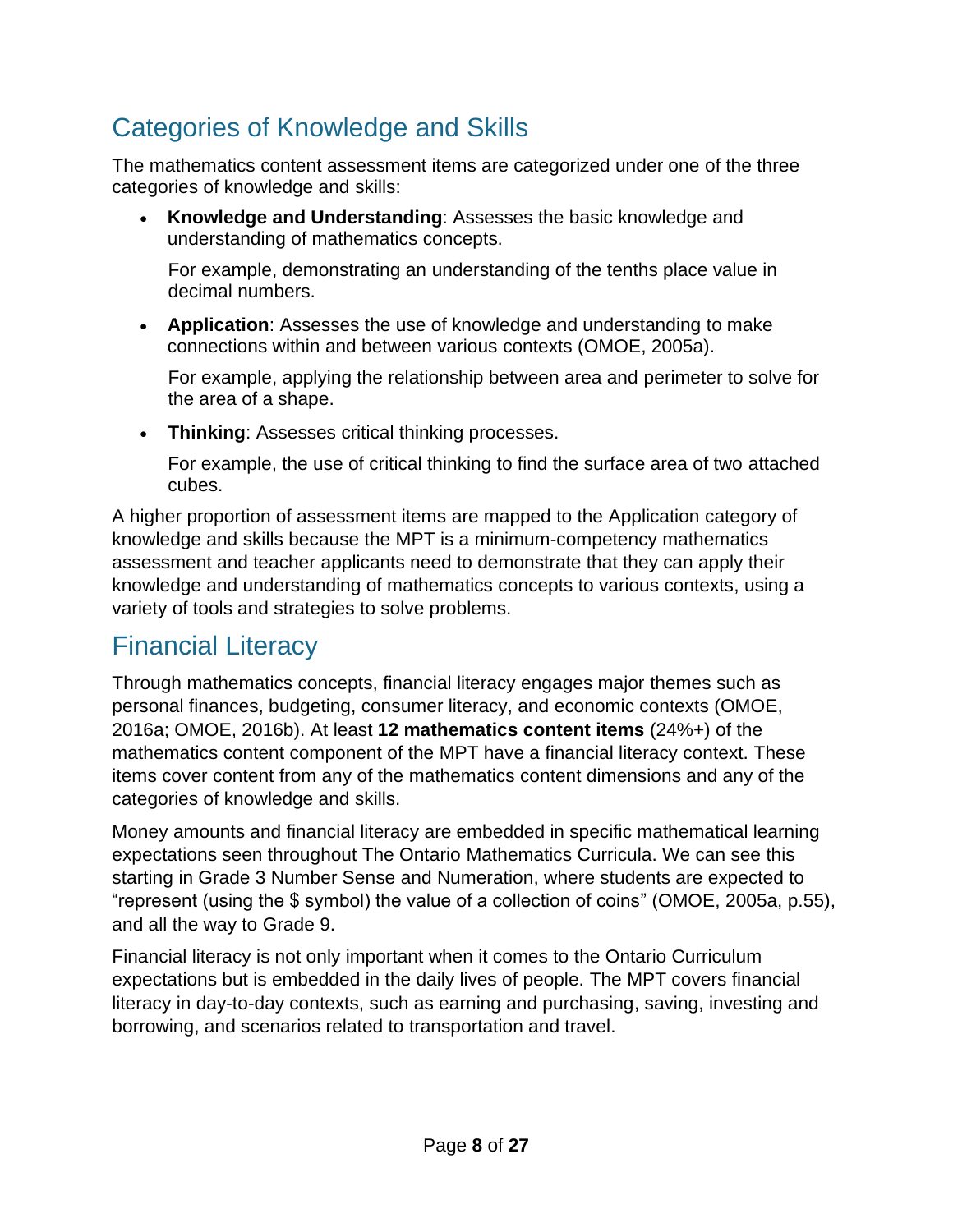## Categories of Knowledge and Skills

The mathematics content assessment items are categorized under one of the three categories of knowledge and skills:

- **Knowledge and Understanding**: Assesses the basic knowledge and understanding of mathematics concepts.

  For example, demonstrating an understanding of the tenths place value in decimal numbers.

- **Application**: Assesses the use of knowledge and understanding to make connections within and between various contexts (OMOE, 2005a).

  For example, applying the relationship between area and perimeter to solve for the area of a shape.

- **Thinking**: Assesses critical thinking processes.

  For example, the use of critical thinking to find the surface area of two attached cubes.

A higher proportion of assessment items are mapped to the Application category of knowledge and skills because the MPT is a minimum-competency mathematics assessment and teacher applicants need to demonstrate that they can apply their knowledge and understanding of mathematics concepts to various contexts, using a variety of tools and strategies to solve problems.

## Financial Literacy

Through mathematics concepts, financial literacy engages major themes such as personal finances, budgeting, consumer literacy, and economic contexts (OMOE, 2016a; OMOE, 2016b). At least **12 mathematics content items** (24%+) of the mathematics content component of the MPT have a financial literacy context. These items cover content from any of the mathematics content dimensions and any of the categories of knowledge and skills.

Money amounts and financial literacy are embedded in specific mathematical learning expectations seen throughout The Ontario Mathematics Curricula. We can see this starting in Grade 3 Number Sense and Numeration, where students are expected to "represent (using the $ symbol) the value of a collection of coins" (OMOE, 2005a, p.55), and all the way to Grade 9.

Financial literacy is not only important when it comes to the Ontario Curriculum expectations but is embedded in the daily lives of people. The MPT covers financial literacy in day-to-day contexts, such as earning and purchasing, saving, investing and borrowing, and scenarios related to transportation and travel.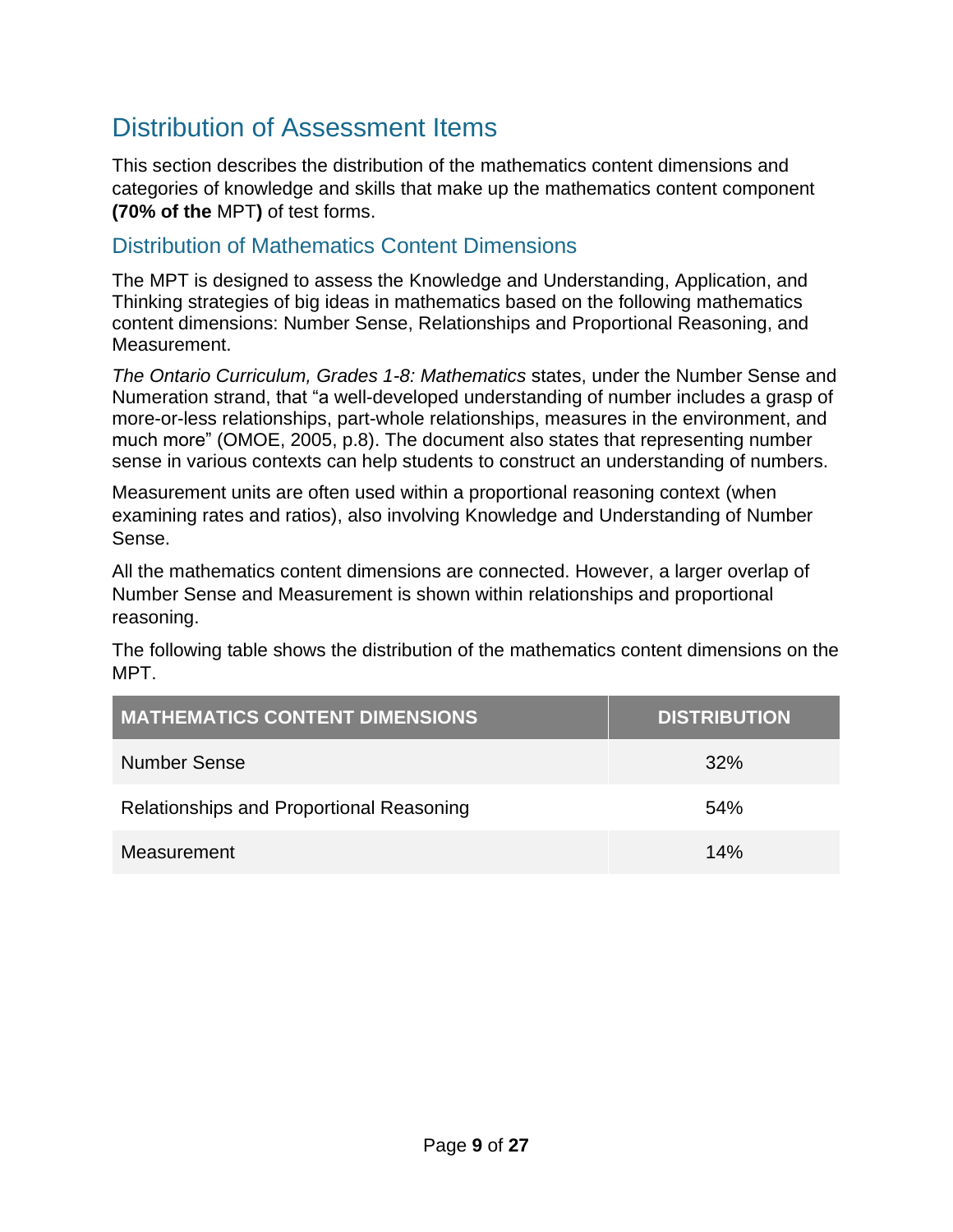## Distribution of Assessment Items

This section describes the distribution of the mathematics content dimensions and categories of knowledge and skills that make up the mathematics content component **(70% of the** MPT**)** of test forms.

### Distribution of Mathematics Content Dimensions

The MPT is designed to assess the Knowledge and Understanding, Application, and Thinking strategies of big ideas in mathematics based on the following mathematics content dimensions: Number Sense, Relationships and Proportional Reasoning, and Measurement.

*The Ontario Curriculum, Grades 1-8: Mathematics* states, under the Number Sense and Numeration strand, that “a well-developed understanding of number includes a grasp of more-or-less relationships, part-whole relationships, measures in the environment, and much more” (OMOE, 2005, p.8). The document also states that representing number sense in various contexts can help students to construct an understanding of numbers.

Measurement units are often used within a proportional reasoning context (when examining rates and ratios), also involving Knowledge and Understanding of Number Sense.

All the mathematics content dimensions are connected. However, a larger overlap of Number Sense and Measurement is shown within relationships and proportional reasoning.

The following table shows the distribution of the mathematics content dimensions on the MPT.

| MATHEMATICS CONTENT DIMENSIONS | DISTRIBUTION |
|---|---|
| Number Sense | 32% |
| Relationships and Proportional Reasoning | 54% |
| Measurement | 14% |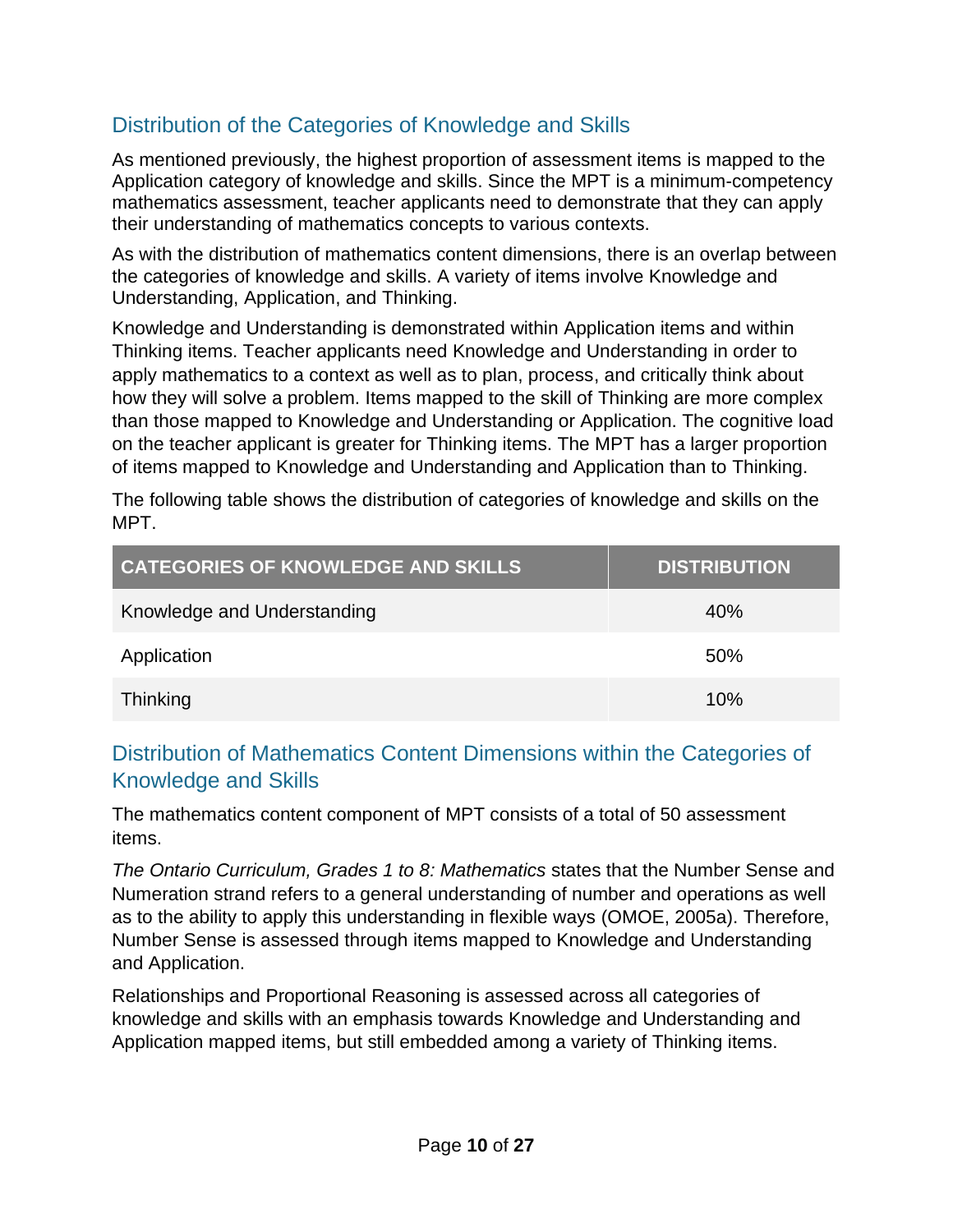## Distribution of the Categories of Knowledge and Skills

As mentioned previously, the highest proportion of assessment items is mapped to the Application category of knowledge and skills. Since the MPT is a minimum-competency mathematics assessment, teacher applicants need to demonstrate that they can apply their understanding of mathematics concepts to various contexts.

As with the distribution of mathematics content dimensions, there is an overlap between the categories of knowledge and skills. A variety of items involve Knowledge and Understanding, Application, and Thinking.

Knowledge and Understanding is demonstrated within Application items and within Thinking items. Teacher applicants need Knowledge and Understanding in order to apply mathematics to a context as well as to plan, process, and critically think about how they will solve a problem. Items mapped to the skill of Thinking are more complex than those mapped to Knowledge and Understanding or Application. The cognitive load on the teacher applicant is greater for Thinking items. The MPT has a larger proportion of items mapped to Knowledge and Understanding and Application than to Thinking.

The following table shows the distribution of categories of knowledge and skills on the MPT.

| CATEGORIES OF KNOWLEDGE AND SKILLS | DISTRIBUTION |
| --- | --- |
| Knowledge and Understanding | 40% |
| Application | 50% |
| Thinking | 10% |

## Distribution of Mathematics Content Dimensions within the Categories of Knowledge and Skills

The mathematics content component of MPT consists of a total of 50 assessment items.

*The Ontario Curriculum, Grades 1 to 8: Mathematics* states that the Number Sense and Numeration strand refers to a general understanding of number and operations as well as to the ability to apply this understanding in flexible ways (OMOE, 2005a). Therefore, Number Sense is assessed through items mapped to Knowledge and Understanding and Application.

Relationships and Proportional Reasoning is assessed across all categories of knowledge and skills with an emphasis towards Knowledge and Understanding and Application mapped items, but still embedded among a variety of Thinking items.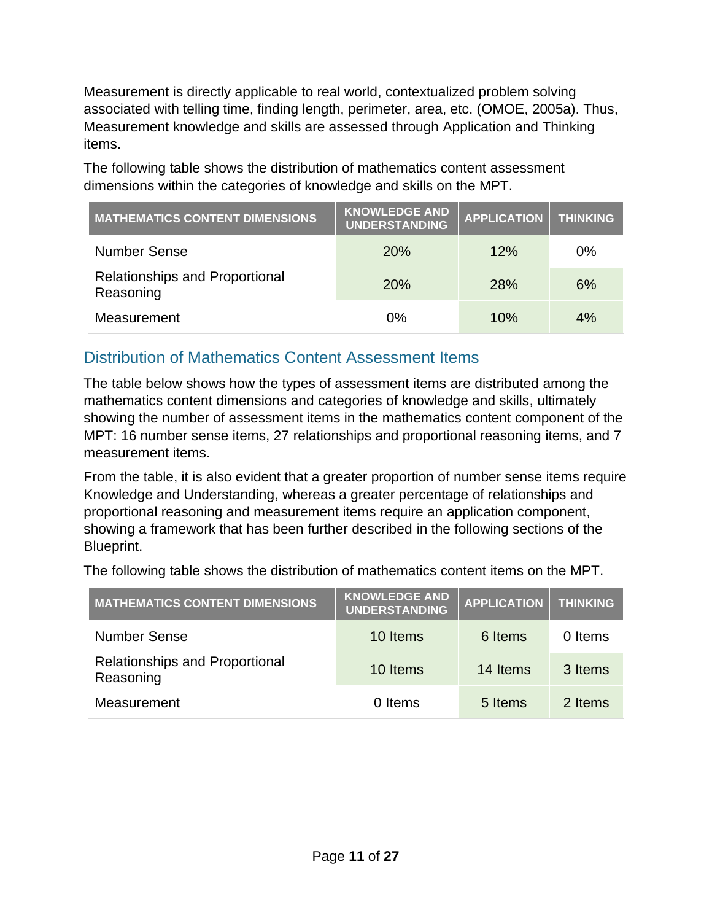Measurement is directly applicable to real world, contextualized problem solving associated with telling time, finding length, perimeter, area, etc. (OMOE, 2005a). Thus, Measurement knowledge and skills are assessed through Application and Thinking items.

The following table shows the distribution of mathematics content assessment dimensions within the categories of knowledge and skills on the MPT.

| MATHEMATICS CONTENT DIMENSIONS | KNOWLEDGE AND UNDERSTANDING | APPLICATION | THINKING |
| --- | --- | --- | --- |
| Number Sense | 20% | 12% | 0% |
| Relationships and Proportional Reasoning | 20% | 28% | 6% |
| Measurement | 0% | 10% | 4% |

## Distribution of Mathematics Content Assessment Items

The table below shows how the types of assessment items are distributed among the mathematics content dimensions and categories of knowledge and skills, ultimately showing the number of assessment items in the mathematics content component of the MPT: 16 number sense items, 27 relationships and proportional reasoning items, and 7 measurement items.

From the table, it is also evident that a greater proportion of number sense items require Knowledge and Understanding, whereas a greater percentage of relationships and proportional reasoning and measurement items require an application component, showing a framework that has been further described in the following sections of the Blueprint.

The following table shows the distribution of mathematics content items on the MPT.

| MATHEMATICS CONTENT DIMENSIONS | KNOWLEDGE AND UNDERSTANDING | APPLICATION | THINKING |
| --- | --- | --- | --- |
| Number Sense | 10 Items | 6 Items | 0 Items |
| Relationships and Proportional Reasoning | 10 Items | 14 Items | 3 Items |
| Measurement | 0 Items | 5 Items | 2 Items |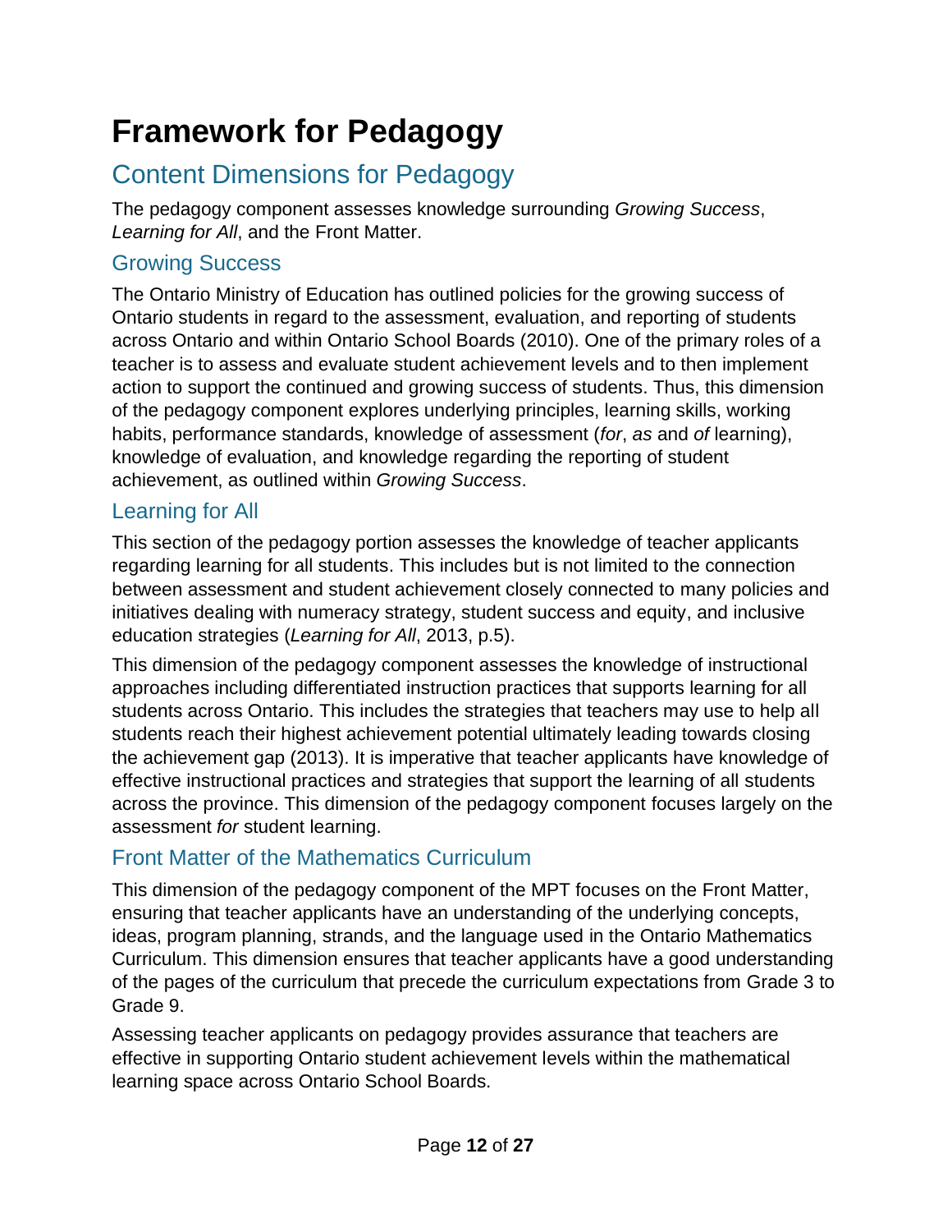# Framework for Pedagogy

## Content Dimensions for Pedagogy

The pedagogy component assesses knowledge surrounding *Growing Success*, *Learning for All*, and the Front Matter.

### Growing Success

The Ontario Ministry of Education has outlined policies for the growing success of Ontario students in regard to the assessment, evaluation, and reporting of students across Ontario and within Ontario School Boards (2010). One of the primary roles of a teacher is to assess and evaluate student achievement levels and to then implement action to support the continued and growing success of students. Thus, this dimension of the pedagogy component explores underlying principles, learning skills, working habits, performance standards, knowledge of assessment (*for*, *as* and *of* learning), knowledge of evaluation, and knowledge regarding the reporting of student achievement, as outlined within *Growing Success*.

### Learning for All

This section of the pedagogy portion assesses the knowledge of teacher applicants regarding learning for all students. This includes but is not limited to the connection between assessment and student achievement closely connected to many policies and initiatives dealing with numeracy strategy, student success and equity, and inclusive education strategies (*Learning for All*, 2013, p.5).

This dimension of the pedagogy component assesses the knowledge of instructional approaches including differentiated instruction practices that supports learning for all students across Ontario. This includes the strategies that teachers may use to help all students reach their highest achievement potential ultimately leading towards closing the achievement gap (2013). It is imperative that teacher applicants have knowledge of effective instructional practices and strategies that support the learning of all students across the province. This dimension of the pedagogy component focuses largely on the assessment *for* student learning.

### Front Matter of the Mathematics Curriculum

This dimension of the pedagogy component of the MPT focuses on the Front Matter, ensuring that teacher applicants have an understanding of the underlying concepts, ideas, program planning, strands, and the language used in the Ontario Mathematics Curriculum. This dimension ensures that teacher applicants have a good understanding of the pages of the curriculum that precede the curriculum expectations from Grade 3 to Grade 9.

Assessing teacher applicants on pedagogy provides assurance that teachers are effective in supporting Ontario student achievement levels within the mathematical learning space across Ontario School Boards.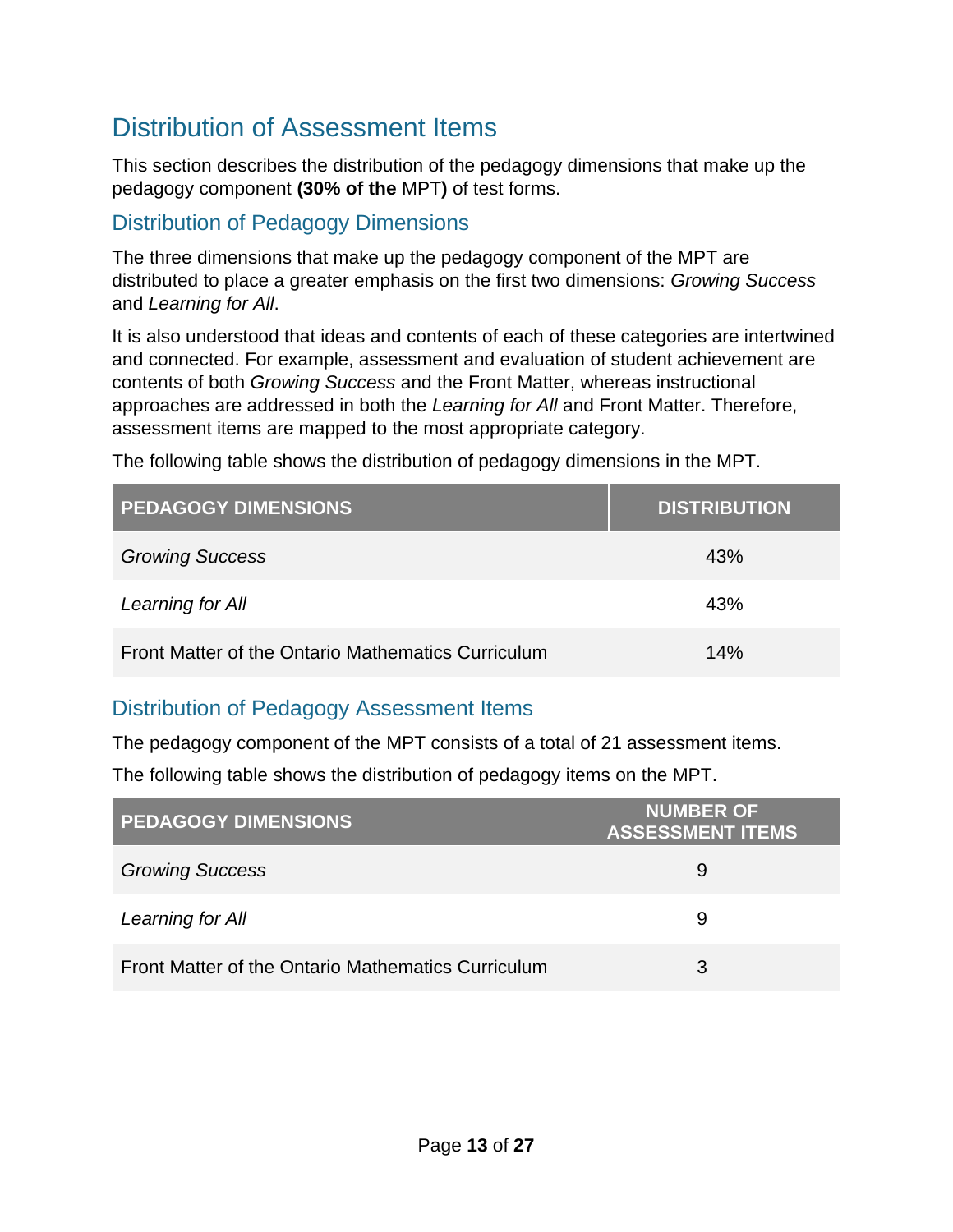## Distribution of Assessment Items

This section describes the distribution of the pedagogy dimensions that make up the pedagogy component **(30% of the** MPT**)** of test forms.

### Distribution of Pedagogy Dimensions

The three dimensions that make up the pedagogy component of the MPT are distributed to place a greater emphasis on the first two dimensions: *Growing Success* and *Learning for All*.

It is also understood that ideas and contents of each of these categories are intertwined and connected. For example, assessment and evaluation of student achievement are contents of both *Growing Success* and the Front Matter, whereas instructional approaches are addressed in both the *Learning for All* and Front Matter. Therefore, assessment items are mapped to the most appropriate category.

The following table shows the distribution of pedagogy dimensions in the MPT.

| PEDAGOGY DIMENSIONS | DISTRIBUTION |
| --- | --- |
| *Growing Success* | 43% |
| *Learning for All* | 43% |
| Front Matter of the Ontario Mathematics Curriculum | 14% |

### Distribution of Pedagogy Assessment Items

The pedagogy component of the MPT consists of a total of 21 assessment items.

The following table shows the distribution of pedagogy items on the MPT.

| PEDAGOGY DIMENSIONS | NUMBER OF ASSESSMENT ITEMS |
| --- | --- |
| *Growing Success* | 9 |
| *Learning for All* | 9 |
| Front Matter of the Ontario Mathematics Curriculum | 3 |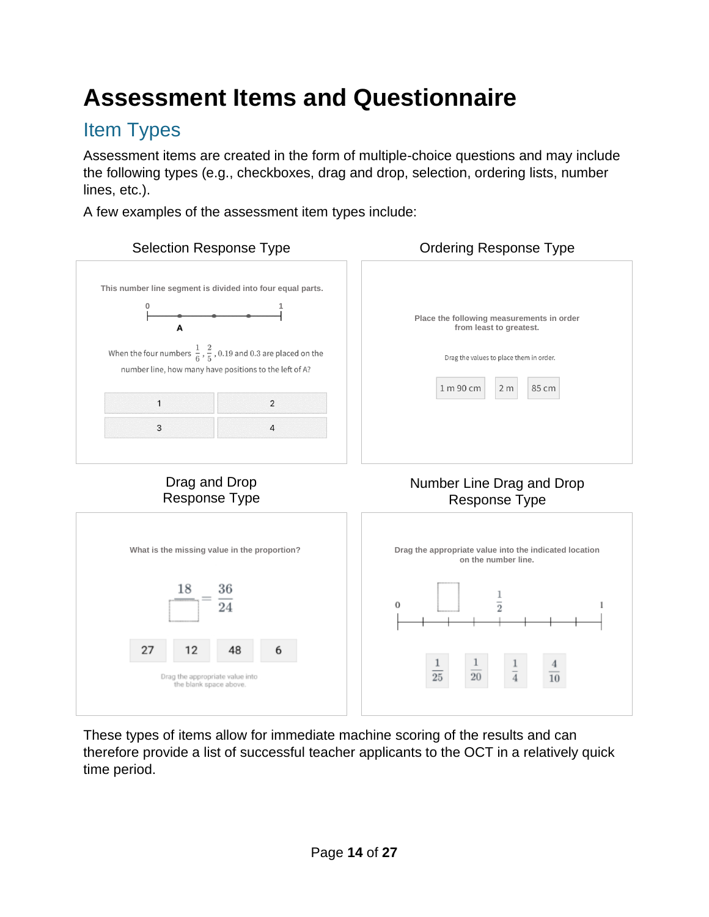# Assessment Items and Questionnaire

## Item Types

Assessment items are created in the form of multiple-choice questions and may include the following types (e.g., checkboxes, drag and drop, selection, ordering lists, number lines, etc.).

A few examples of the assessment item types include:

### Selection Response Type

This number line segment is divided into four equal parts.

0 — A — 1

When the four numbers $\frac{1}{6}$, $\frac{2}{5}$, 0.19 and 0.3 are placed on the number line, how many have positions to the left of A?

| 1 | 2 |
|---|---|
| 3 | 4 |

### Ordering Response Type

Place the following measurements in order from least to greatest.

Drag the values to place them in order.

1 m 90 cm | 2 m | 85 cm

### Drag and Drop Response Type

What is the missing value in the proportion?

$$\frac{18}{\square} = \frac{36}{24}$$

27 | 12 | 48 | 6

Drag the appropriate value into the blank space above.

### Number Line Drag and Drop Response Type

Drag the appropriate value into the indicated location on the number line.

0 — $\frac{1}{2}$ — 1

$\frac{1}{25}$ | $\frac{1}{20}$ | $\frac{1}{4}$ | $\frac{4}{10}$

These types of items allow for immediate machine scoring of the results and can therefore provide a list of successful teacher applicants to the OCT in a relatively quick time period.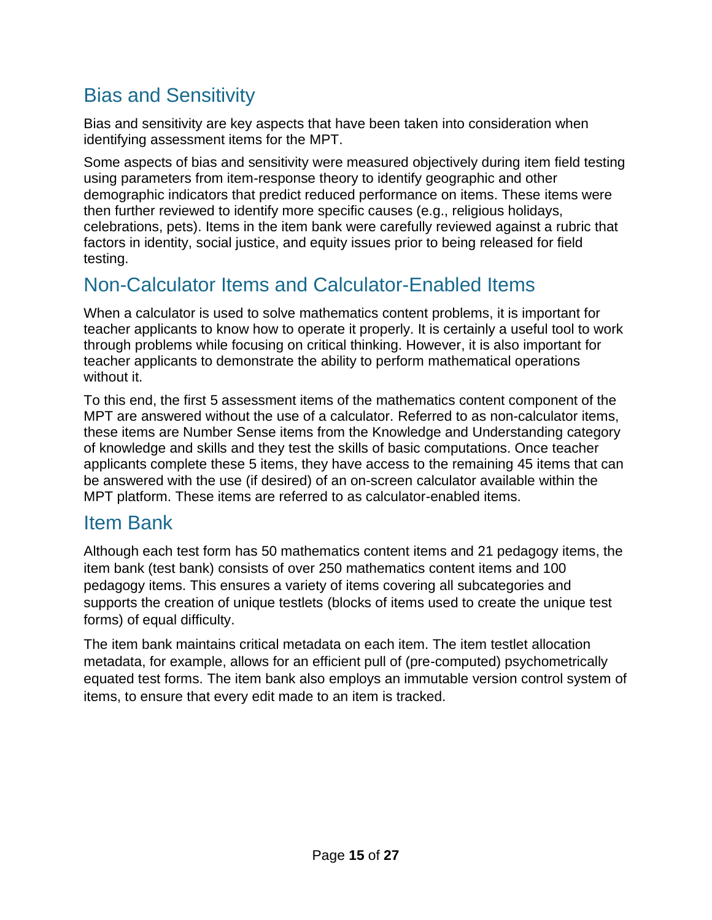## Bias and Sensitivity

Bias and sensitivity are key aspects that have been taken into consideration when identifying assessment items for the MPT.

Some aspects of bias and sensitivity were measured objectively during item field testing using parameters from item-response theory to identify geographic and other demographic indicators that predict reduced performance on items. These items were then further reviewed to identify more specific causes (e.g., religious holidays, celebrations, pets). Items in the item bank were carefully reviewed against a rubric that factors in identity, social justice, and equity issues prior to being released for field testing.

## Non-Calculator Items and Calculator-Enabled Items

When a calculator is used to solve mathematics content problems, it is important for teacher applicants to know how to operate it properly. It is certainly a useful tool to work through problems while focusing on critical thinking. However, it is also important for teacher applicants to demonstrate the ability to perform mathematical operations without it.

To this end, the first 5 assessment items of the mathematics content component of the MPT are answered without the use of a calculator. Referred to as non-calculator items, these items are Number Sense items from the Knowledge and Understanding category of knowledge and skills and they test the skills of basic computations. Once teacher applicants complete these 5 items, they have access to the remaining 45 items that can be answered with the use (if desired) of an on-screen calculator available within the MPT platform. These items are referred to as calculator-enabled items.

## Item Bank

Although each test form has 50 mathematics content items and 21 pedagogy items, the item bank (test bank) consists of over 250 mathematics content items and 100 pedagogy items. This ensures a variety of items covering all subcategories and supports the creation of unique testlets (blocks of items used to create the unique test forms) of equal difficulty.

The item bank maintains critical metadata on each item. The item testlet allocation metadata, for example, allows for an efficient pull of (pre-computed) psychometrically equated test forms. The item bank also employs an immutable version control system of items, to ensure that every edit made to an item is tracked.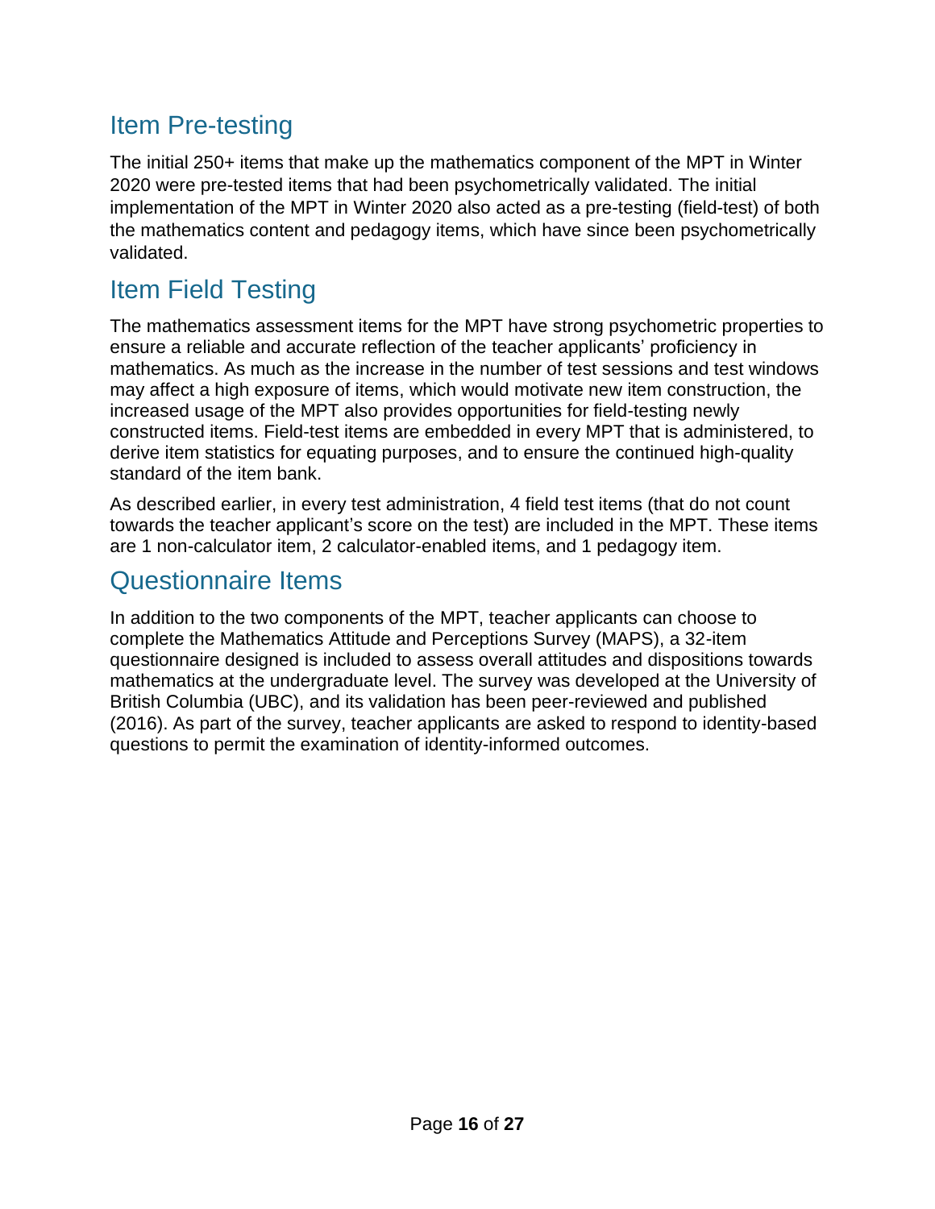## Item Pre-testing

The initial 250+ items that make up the mathematics component of the MPT in Winter 2020 were pre-tested items that had been psychometrically validated. The initial implementation of the MPT in Winter 2020 also acted as a pre-testing (field-test) of both the mathematics content and pedagogy items, which have since been psychometrically validated.

## Item Field Testing

The mathematics assessment items for the MPT have strong psychometric properties to ensure a reliable and accurate reflection of the teacher applicants' proficiency in mathematics. As much as the increase in the number of test sessions and test windows may affect a high exposure of items, which would motivate new item construction, the increased usage of the MPT also provides opportunities for field-testing newly constructed items. Field-test items are embedded in every MPT that is administered, to derive item statistics for equating purposes, and to ensure the continued high-quality standard of the item bank.

As described earlier, in every test administration, 4 field test items (that do not count towards the teacher applicant's score on the test) are included in the MPT. These items are 1 non-calculator item, 2 calculator-enabled items, and 1 pedagogy item.

## Questionnaire Items

In addition to the two components of the MPT, teacher applicants can choose to complete the Mathematics Attitude and Perceptions Survey (MAPS), a 32-item questionnaire designed is included to assess overall attitudes and dispositions towards mathematics at the undergraduate level. The survey was developed at the University of British Columbia (UBC), and its validation has been peer-reviewed and published (2016). As part of the survey, teacher applicants are asked to respond to identity-based questions to permit the examination of identity-informed outcomes.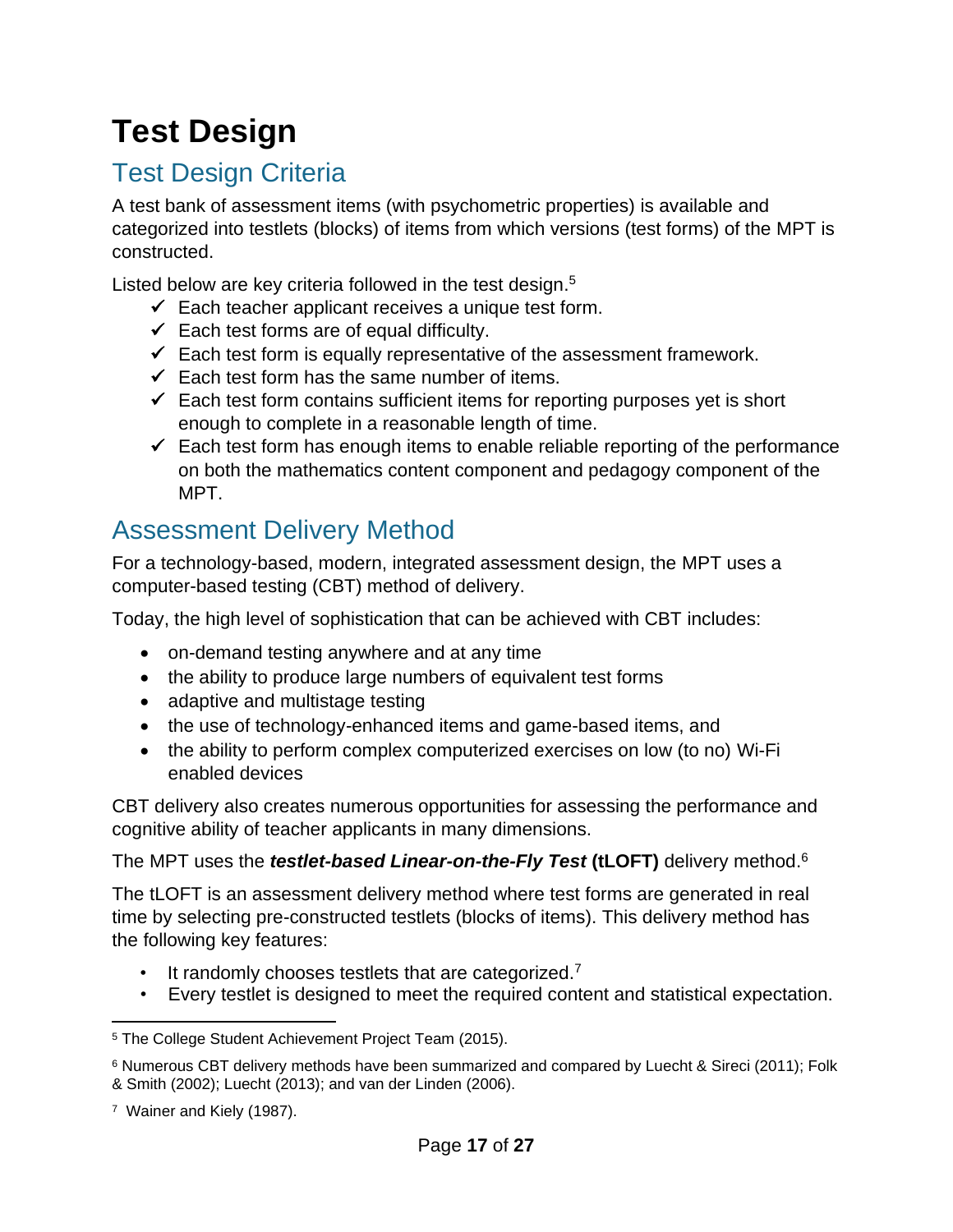# Test Design

## Test Design Criteria

A test bank of assessment items (with psychometric properties) is available and categorized into testlets (blocks) of items from which versions (test forms) of the MPT is constructed.

Listed below are key criteria followed in the test design.[5]

- ✓ Each teacher applicant receives a unique test form.
- ✓ Each test forms are of equal difficulty.
- ✓ Each test form is equally representative of the assessment framework.
- ✓ Each test form has the same number of items.
- ✓ Each test form contains sufficient items for reporting purposes yet is short enough to complete in a reasonable length of time.
- ✓ Each test form has enough items to enable reliable reporting of the performance on both the mathematics content component and pedagogy component of the MPT.

## Assessment Delivery Method

For a technology-based, modern, integrated assessment design, the MPT uses a computer-based testing (CBT) method of delivery.

Today, the high level of sophistication that can be achieved with CBT includes:

- on-demand testing anywhere and at any time
- the ability to produce large numbers of equivalent test forms
- adaptive and multistage testing
- the use of technology-enhanced items and game-based items, and
- the ability to perform complex computerized exercises on low (to no) Wi-Fi enabled devices

CBT delivery also creates numerous opportunities for assessing the performance and cognitive ability of teacher applicants in many dimensions.

The MPT uses the ***testlet-based Linear-on-the-Fly Test*** **(tLOFT)** delivery method.[6]

The tLOFT is an assessment delivery method where test forms are generated in real time by selecting pre-constructed testlets (blocks of items). This delivery method has the following key features:

- It randomly chooses testlets that are categorized.[7]
- Every testlet is designed to meet the required content and statistical expectation.

---

[5] The College Student Achievement Project Team (2015).

[6] Numerous CBT delivery methods have been summarized and compared by Luecht & Sireci (2011); Folk & Smith (2002); Luecht (2013); and van der Linden (2006).

[7] Wainer and Kiely (1987).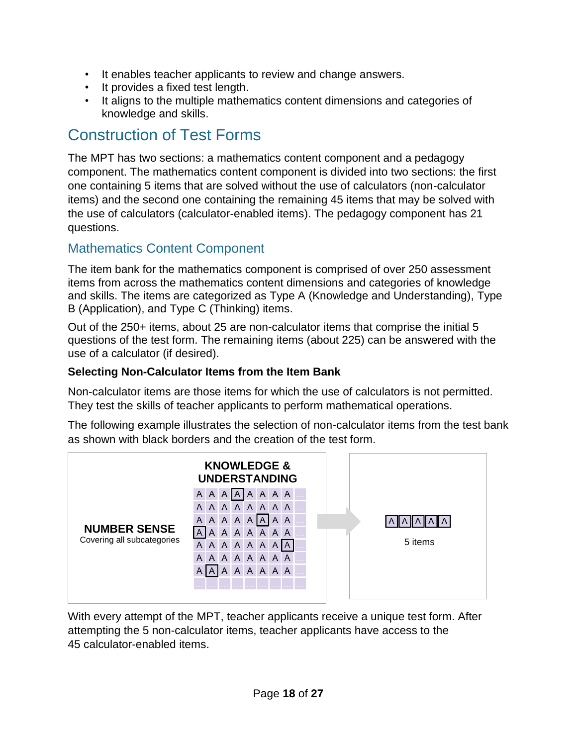- It enables teacher applicants to review and change answers.
- It provides a fixed test length.
- It aligns to the multiple mathematics content dimensions and categories of knowledge and skills.

## Construction of Test Forms

The MPT has two sections: a mathematics content component and a pedagogy component. The mathematics content component is divided into two sections: the first one containing 5 items that are solved without the use of calculators (non-calculator items) and the second one containing the remaining 45 items that may be solved with the use of calculators (calculator-enabled items). The pedagogy component has 21 questions.

### Mathematics Content Component

The item bank for the mathematics component is comprised of over 250 assessment items from across the mathematics content dimensions and categories of knowledge and skills. The items are categorized as Type A (Knowledge and Understanding), Type B (Application), and Type C (Thinking) items.

Out of the 250+ items, about 25 are non-calculator items that comprise the initial 5 questions of the test form. The remaining items (about 225) can be answered with the use of a calculator (if desired).

**Selecting Non-Calculator Items from the Item Bank**

Non-calculator items are those items for which the use of calculators is not permitted. They test the skills of teacher applicants to perform mathematical operations.

The following example illustrates the selection of non-calculator items from the test bank as shown with black borders and the creation of the test form.

**NUMBER SENSE**
Covering all subcategories

**KNOWLEDGE & UNDERSTANDING**

| | | | | | | | | |
|---|---|---|---|---|---|---|---|---|
| A | A | A | [A] | A | A | A | A | ... |
| A | A | A | A | A | A | A | A | ... |
| A | A | A | A | A | [A] | A | A | ... |
| [A] | A | A | A | A | A | A | A | ... |
| A | A | A | A | A | A | A | [A] | ... |
| A | A | A | A | A | A | A | A | ... |
| A | [A] | A | A | A | A | A | A | ... |
| ... | ... | ... | ... | ... | ... | ... | ... | ... |

→ [A] [A] [A] [A] [A]

5 items

With every attempt of the MPT, teacher applicants receive a unique test form. After attempting the 5 non-calculator items, teacher applicants have access to the 45 calculator-enabled items.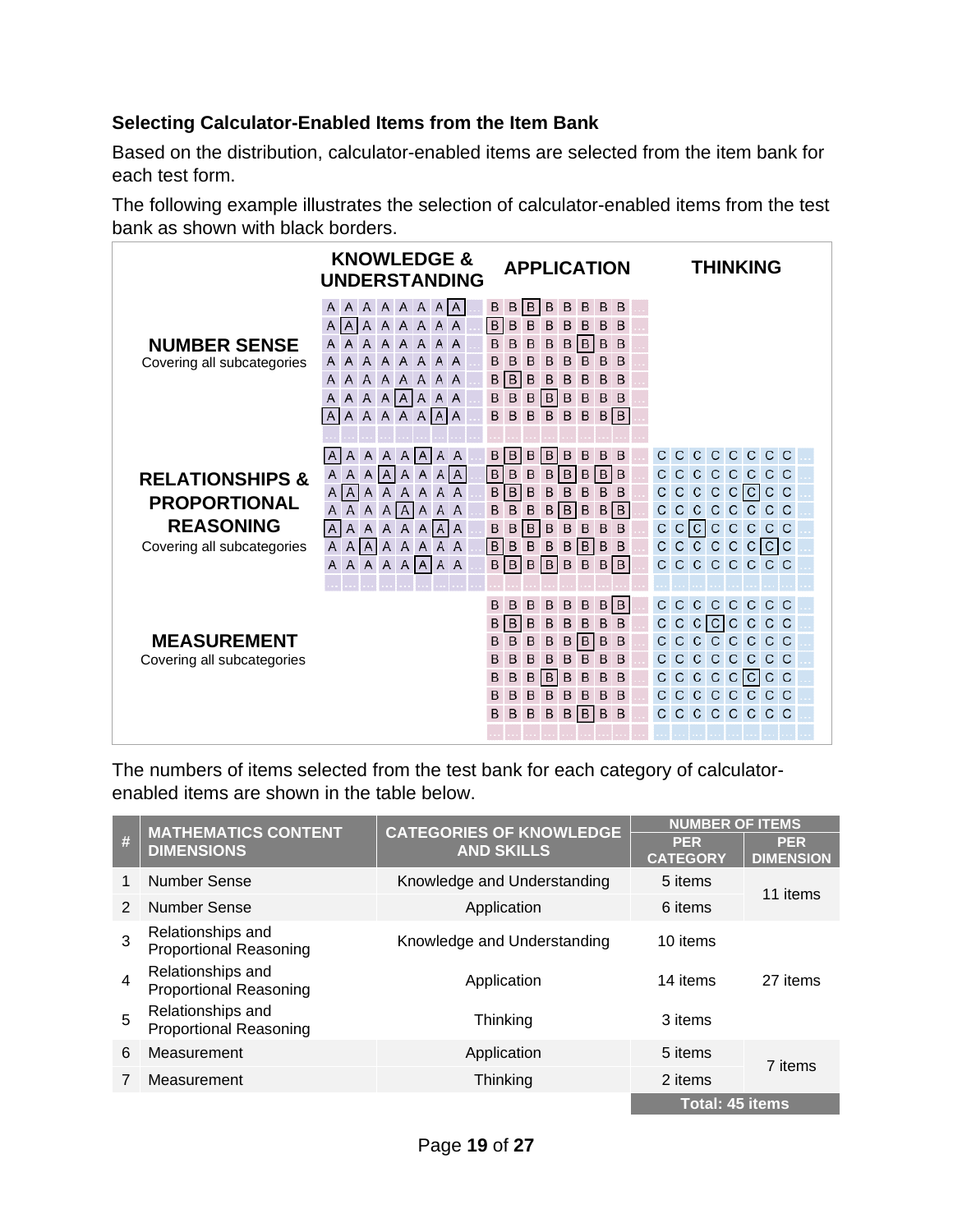### Selecting Calculator-Enabled Items from the Item Bank

Based on the distribution, calculator-enabled items are selected from the item bank for each test form.

The following example illustrates the selection of calculator-enabled items from the test bank as shown with black borders.

| | KNOWLEDGE & UNDERSTANDING | APPLICATION | THINKING |
|---|---|---|---|
| **NUMBER SENSE** Covering all subcategories | A A A A A A A A … | B B B B B B B B … | |
| **RELATIONSHIPS & PROPORTIONAL REASONING** Covering all subcategories | A A A A A A A A … | B B B B B B B B … | C C C C C C C C … |
| **MEASUREMENT** Covering all subcategories | | B B B B B B B B … | C C C C C C C C … |

The numbers of items selected from the test bank for each category of calculator-enabled items are shown in the table below.

| # | MATHEMATICS CONTENT DIMENSIONS | CATEGORIES OF KNOWLEDGE AND SKILLS | NUMBER OF ITEMS | |
|---|---|---|---|---|
| | | | PER CATEGORY | PER DIMENSION |
| 1 | Number Sense | Knowledge and Understanding | 5 items | 11 items |
| 2 | Number Sense | Application | 6 items | |
| 3 | Relationships and Proportional Reasoning | Knowledge and Understanding | 10 items | 27 items |
| 4 | Relationships and Proportional Reasoning | Application | 14 items | |
| 5 | Relationships and Proportional Reasoning | Thinking | 3 items | |
| 6 | Measurement | Application | 5 items | 7 items |
| 7 | Measurement | Thinking | 2 items | |
| | | | **Total: 45 items** | |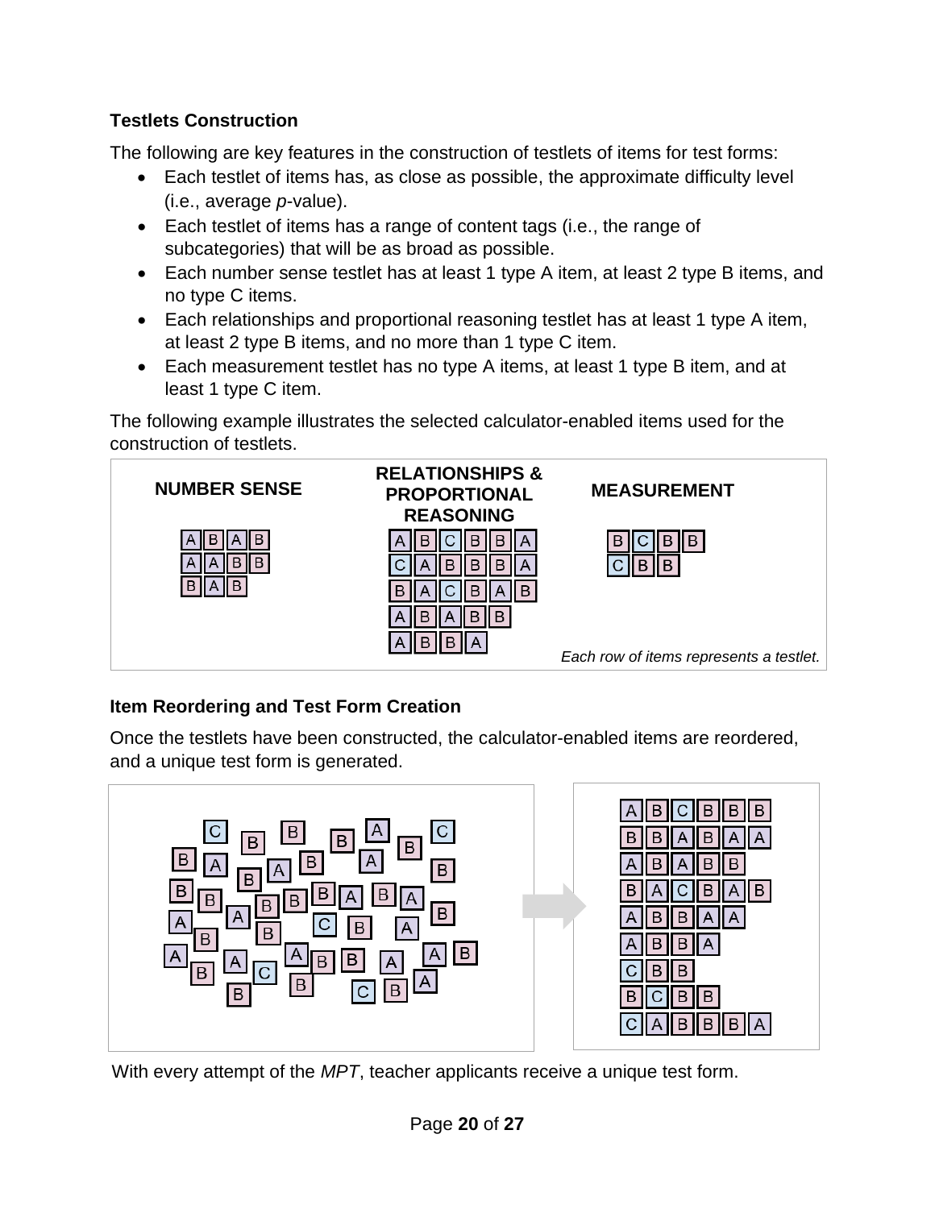### Testlets Construction

The following are key features in the construction of testlets of items for test forms:

- Each testlet of items has, as close as possible, the approximate difficulty level (i.e., average *p*-value).
- Each testlet of items has a range of content tags (i.e., the range of subcategories) that will be as broad as possible.
- Each number sense testlet has at least 1 type A item, at least 2 type B items, and no type C items.
- Each relationships and proportional reasoning testlet has at least 1 type A item, at least 2 type B items, and no more than 1 type C item.
- Each measurement testlet has no type A items, at least 1 type B item, and at least 1 type C item.

The following example illustrates the selected calculator-enabled items used for the construction of testlets.

| NUMBER SENSE | RELATIONSHIPS & PROPORTIONAL REASONING | MEASUREMENT |
|---|---|---|
| A B A B | A B C B B A | B C B B |
| A A B B | C A B B B A | C B B |
| B A B | B A C B A B | |
| | A B A B B | |
| | A B B A | |

*Each row of items represents a testlet.*

### Item Reordering and Test Form Creation

Once the testlets have been constructed, the calculator-enabled items are reordered, and a unique test form is generated.

With every attempt of the *MPT*, teacher applicants receive a unique test form.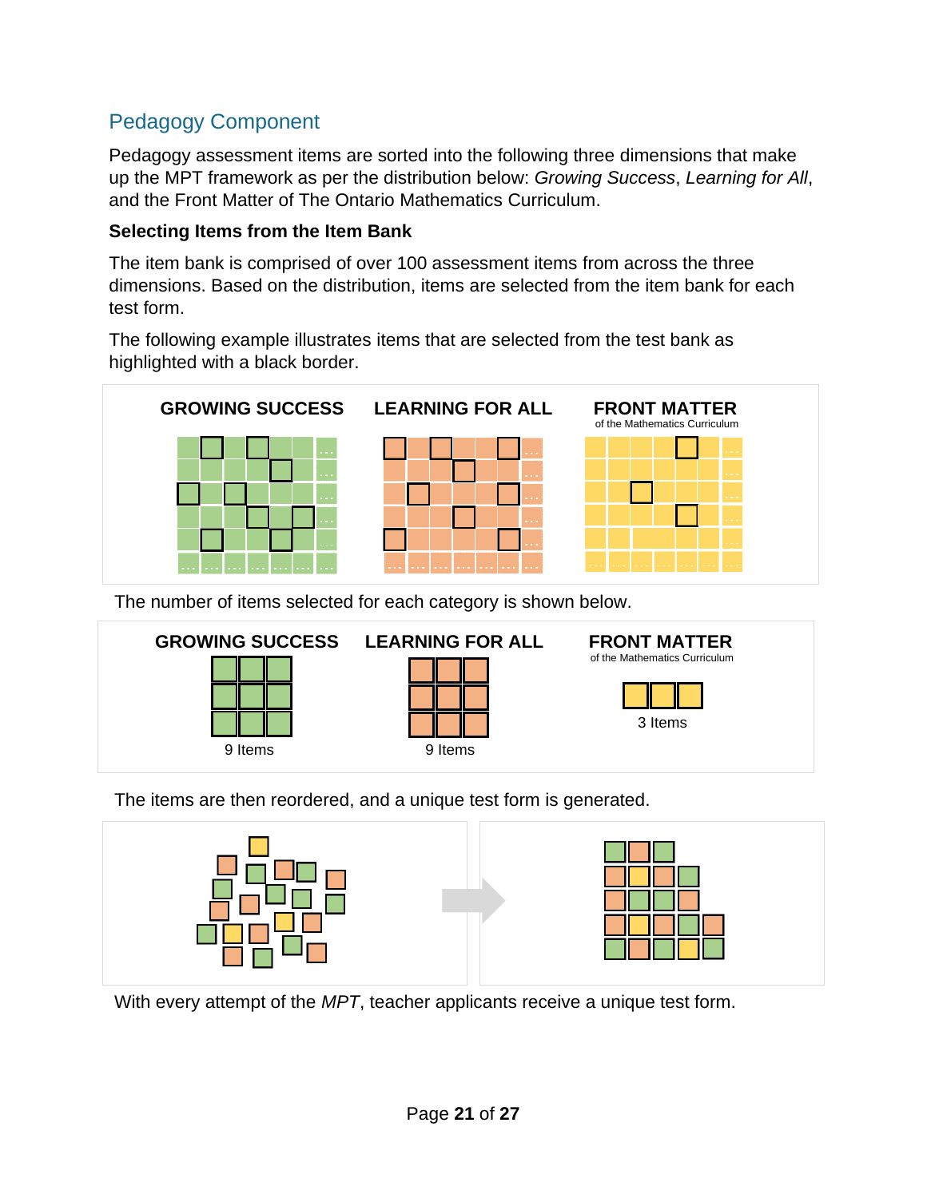## Pedagogy Component

Pedagogy assessment items are sorted into the following three dimensions that make up the MPT framework as per the distribution below: *Growing Success*, *Learning for All*, and the Front Matter of The Ontario Mathematics Curriculum.

### Selecting Items from the Item Bank

The item bank is comprised of over 100 assessment items from across the three dimensions. Based on the distribution, items are selected from the item bank for each test form.

The following example illustrates items that are selected from the test bank as highlighted with a black border.

GROWING SUCCESS | LEARNING FOR ALL | FRONT MATTER of the Mathematics Curriculum

The number of items selected for each category is shown below.

GROWING SUCCESS: 9 Items | LEARNING FOR ALL: 9 Items | FRONT MATTER of the Mathematics Curriculum: 3 Items

The items are then reordered, and a unique test form is generated.

With every attempt of the *MPT*, teacher applicants receive a unique test form.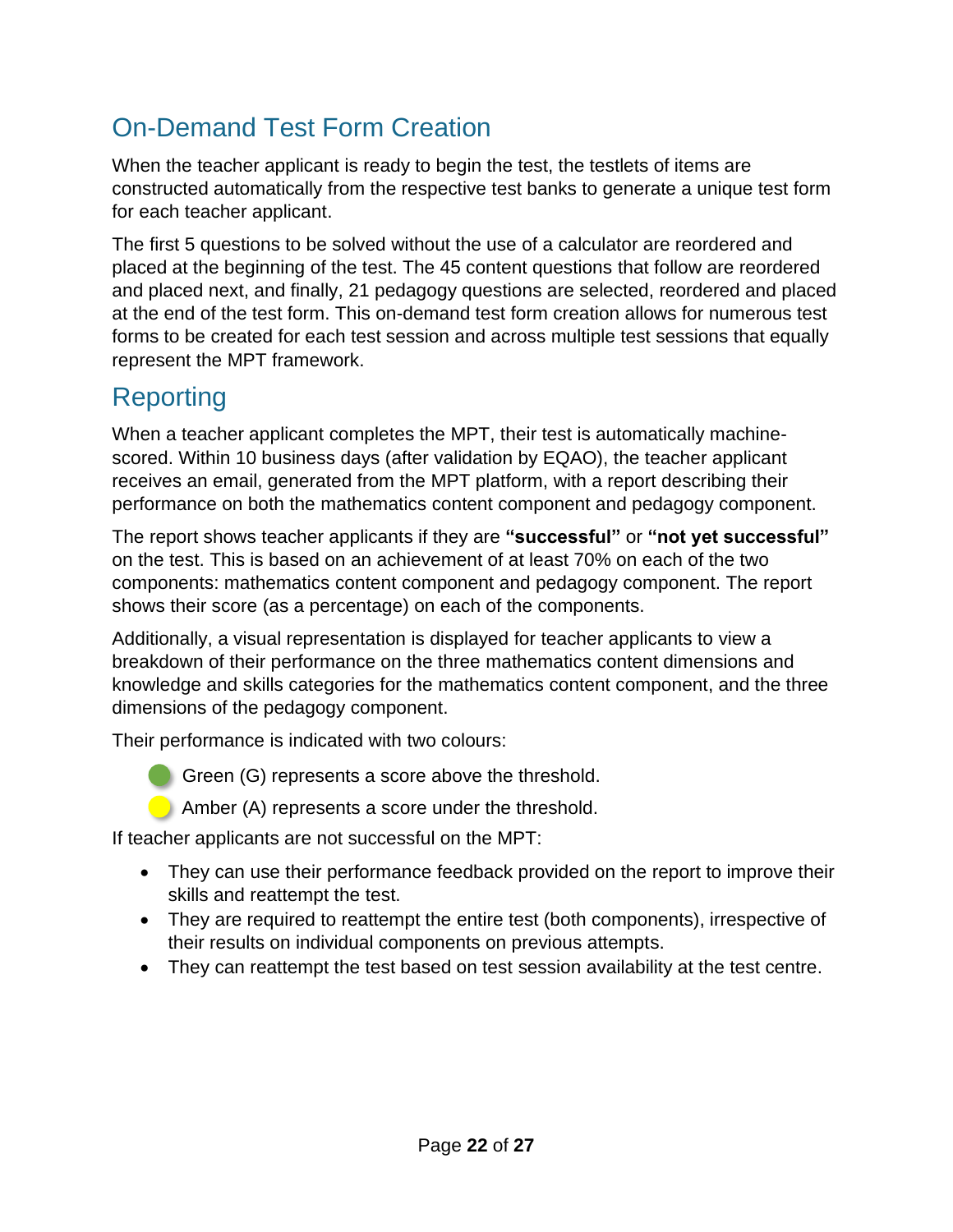## On-Demand Test Form Creation

When the teacher applicant is ready to begin the test, the testlets of items are constructed automatically from the respective test banks to generate a unique test form for each teacher applicant.

The first 5 questions to be solved without the use of a calculator are reordered and placed at the beginning of the test. The 45 content questions that follow are reordered and placed next, and finally, 21 pedagogy questions are selected, reordered and placed at the end of the test form. This on-demand test form creation allows for numerous test forms to be created for each test session and across multiple test sessions that equally represent the MPT framework.

## Reporting

When a teacher applicant completes the MPT, their test is automatically machine-scored. Within 10 business days (after validation by EQAO), the teacher applicant receives an email, generated from the MPT platform, with a report describing their performance on both the mathematics content component and pedagogy component.

The report shows teacher applicants if they are **"successful"** or **"not yet successful"** on the test. This is based on an achievement of at least 70% on each of the two components: mathematics content component and pedagogy component. The report shows their score (as a percentage) on each of the components.

Additionally, a visual representation is displayed for teacher applicants to view a breakdown of their performance on the three mathematics content dimensions and knowledge and skills categories for the mathematics content component, and the three dimensions of the pedagogy component.

Their performance is indicated with two colours:

- Green (G) represents a score above the threshold.
- Amber (A) represents a score under the threshold.

If teacher applicants are not successful on the MPT:

- They can use their performance feedback provided on the report to improve their skills and reattempt the test.
- They are required to reattempt the entire test (both components), irrespective of their results on individual components on previous attempts.
- They can reattempt the test based on test session availability at the test centre.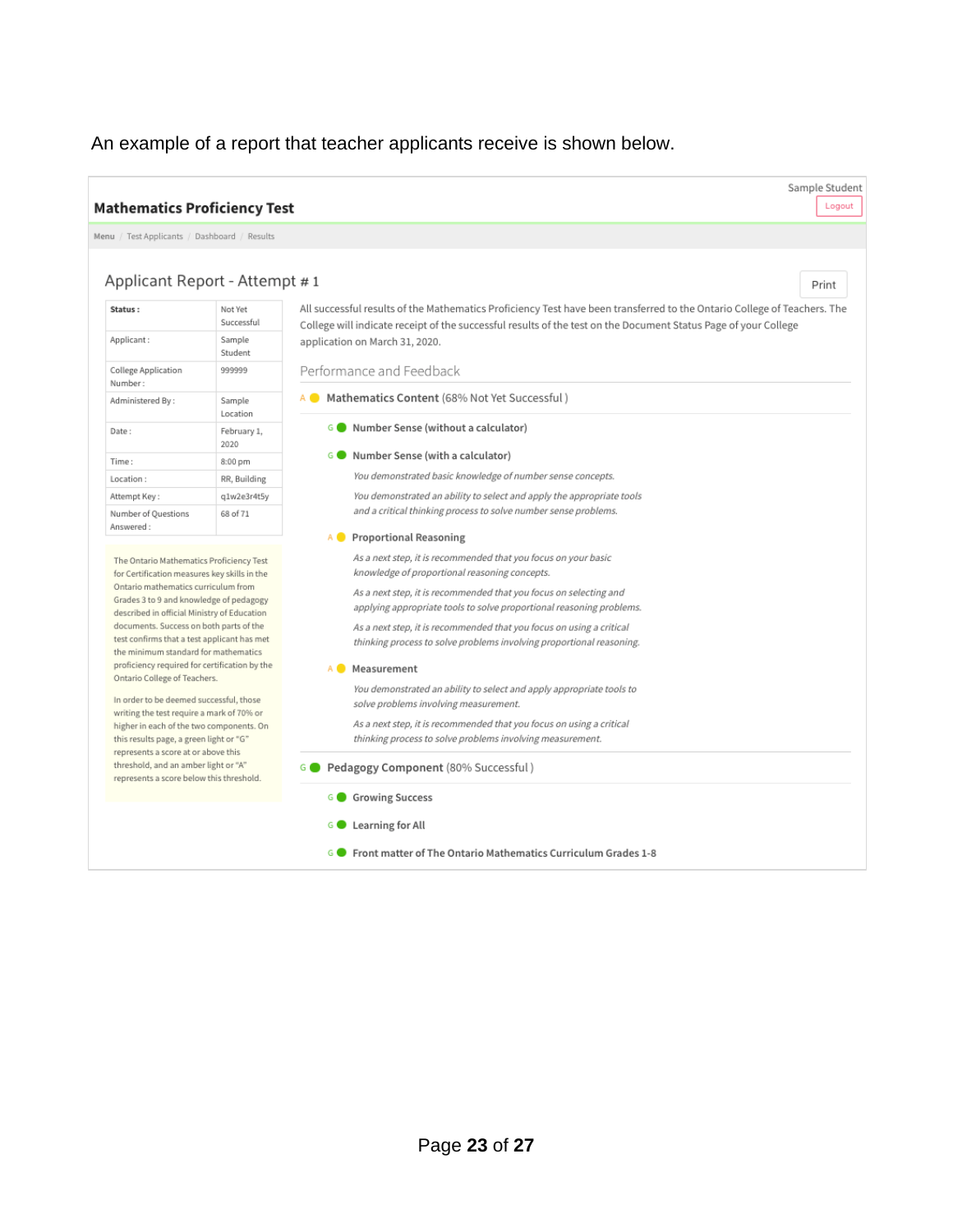An example of a report that teacher applicants receive is shown below.

Sample Student

Logout

**Mathematics Proficiency Test**

Menu / Test Applicants / Dashboard / Results

## Applicant Report - Attempt # 1

Print

| **Status :** | Not Yet Successful |
|---|---|
| Applicant : | Sample Student |
| College Application Number : | 999999 |
| Administered By : | Sample Location |
| Date : | February 1, 2020 |
| Time : | 8:00 pm |
| Location : | RR, Building |
| Attempt Key : | q1w2e3r4t5y |
| Number of Questions Answered : | 68 of 71 |

The Ontario Mathematics Proficiency Test for Certification measures key skills in the Ontario mathematics curriculum from Grades 3 to 9 and knowledge of pedagogy described in official Ministry of Education documents. Success on both parts of the test confirms that a test applicant has met the minimum standard for mathematics proficiency required for certification by the Ontario College of Teachers.

In order to be deemed successful, those writing the test require a mark of 70% or higher in each of the two components. On this results page, a green light or "G" represents a score at or above this threshold, and an amber light or "A" represents a score below this threshold.

All successful results of the Mathematics Proficiency Test have been transferred to the Ontario College of Teachers. The College will indicate receipt of the successful results of the test on the Document Status Page of your College application on March 31, 2020.

### Performance and Feedback

A **Mathematics Content** (68% Not Yet Successful )

- G **Number Sense (without a calculator)**
- G **Number Sense (with a calculator)**

  *You demonstrated basic knowledge of number sense concepts.*

  *You demonstrated an ability to select and apply the appropriate tools and a critical thinking process to solve number sense problems.*

- A **Proportional Reasoning**

  *As a next step, it is recommended that you focus on your basic knowledge of proportional reasoning concepts.*

  *As a next step, it is recommended that you focus on selecting and applying appropriate tools to solve proportional reasoning problems.*

  *As a next step, it is recommended that you focus on using a critical thinking process to solve problems involving proportional reasoning.*

- A **Measurement**

  *You demonstrated an ability to select and apply appropriate tools to solve problems involving measurement.*

  *As a next step, it is recommended that you focus on using a critical thinking process to solve problems involving measurement.*

G **Pedagogy Component** (80% Successful )

- G **Growing Success**
- G **Learning for All**
- G **Front matter of The Ontario Mathematics Curriculum Grades 1-8**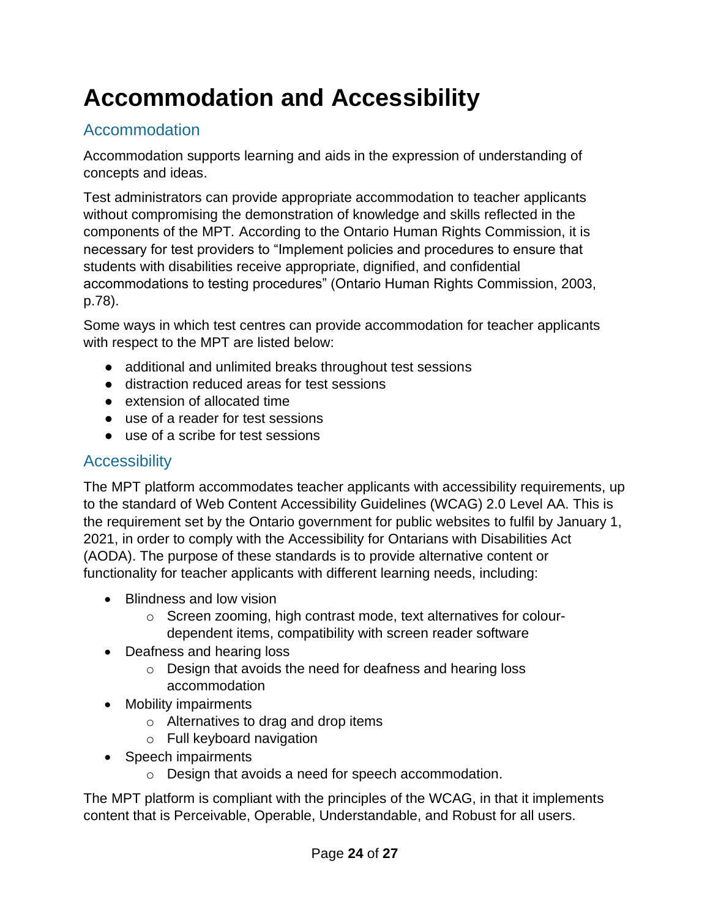# Accommodation and Accessibility

## Accommodation

Accommodation supports learning and aids in the expression of understanding of concepts and ideas.

Test administrators can provide appropriate accommodation to teacher applicants without compromising the demonstration of knowledge and skills reflected in the components of the MPT. According to the Ontario Human Rights Commission, it is necessary for test providers to "Implement policies and procedures to ensure that students with disabilities receive appropriate, dignified, and confidential accommodations to testing procedures" (Ontario Human Rights Commission, 2003, p.78).

Some ways in which test centres can provide accommodation for teacher applicants with respect to the MPT are listed below:

- additional and unlimited breaks throughout test sessions
- distraction reduced areas for test sessions
- extension of allocated time
- use of a reader for test sessions
- use of a scribe for test sessions

## Accessibility

The MPT platform accommodates teacher applicants with accessibility requirements, up to the standard of Web Content Accessibility Guidelines (WCAG) 2.0 Level AA. This is the requirement set by the Ontario government for public websites to fulfil by January 1, 2021, in order to comply with the Accessibility for Ontarians with Disabilities Act (AODA). The purpose of these standards is to provide alternative content or functionality for teacher applicants with different learning needs, including:

- Blindness and low vision
    - Screen zooming, high contrast mode, text alternatives for colour-dependent items, compatibility with screen reader software
- Deafness and hearing loss
    - Design that avoids the need for deafness and hearing loss accommodation
- Mobility impairments
    - Alternatives to drag and drop items
    - Full keyboard navigation
- Speech impairments
    - Design that avoids a need for speech accommodation.

The MPT platform is compliant with the principles of the WCAG, in that it implements content that is Perceivable, Operable, Understandable, and Robust for all users.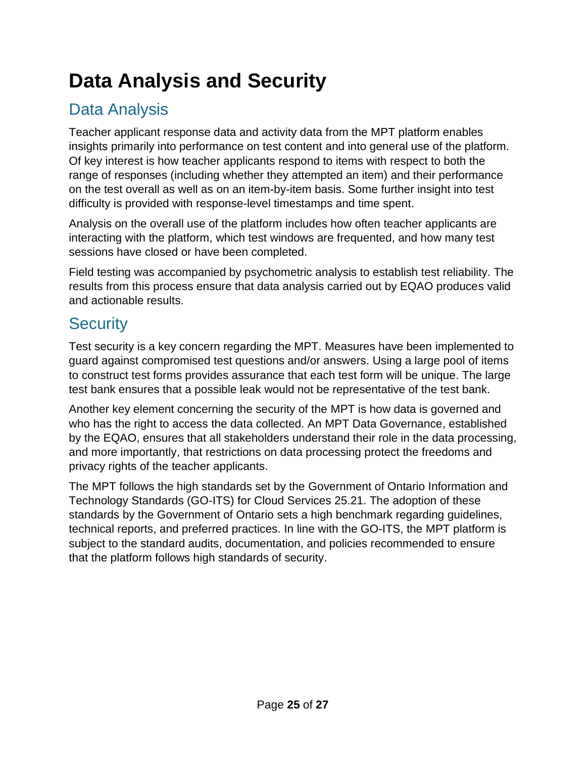# Data Analysis and Security

## Data Analysis

Teacher applicant response data and activity data from the MPT platform enables insights primarily into performance on test content and into general use of the platform. Of key interest is how teacher applicants respond to items with respect to both the range of responses (including whether they attempted an item) and their performance on the test overall as well as on an item-by-item basis. Some further insight into test difficulty is provided with response-level timestamps and time spent.

Analysis on the overall use of the platform includes how often teacher applicants are interacting with the platform, which test windows are frequented, and how many test sessions have closed or have been completed.

Field testing was accompanied by psychometric analysis to establish test reliability. The results from this process ensure that data analysis carried out by EQAO produces valid and actionable results.

## Security

Test security is a key concern regarding the MPT. Measures have been implemented to guard against compromised test questions and/or answers. Using a large pool of items to construct test forms provides assurance that each test form will be unique. The large test bank ensures that a possible leak would not be representative of the test bank.

Another key element concerning the security of the MPT is how data is governed and who has the right to access the data collected. An MPT Data Governance, established by the EQAO, ensures that all stakeholders understand their role in the data processing, and more importantly, that restrictions on data processing protect the freedoms and privacy rights of the teacher applicants.

The MPT follows the high standards set by the Government of Ontario Information and Technology Standards (GO-ITS) for Cloud Services 25.21. The adoption of these standards by the Government of Ontario sets a high benchmark regarding guidelines, technical reports, and preferred practices. In line with the GO-ITS, the MPT platform is subject to the standard audits, documentation, and policies recommended to ensure that the platform follows high standards of security.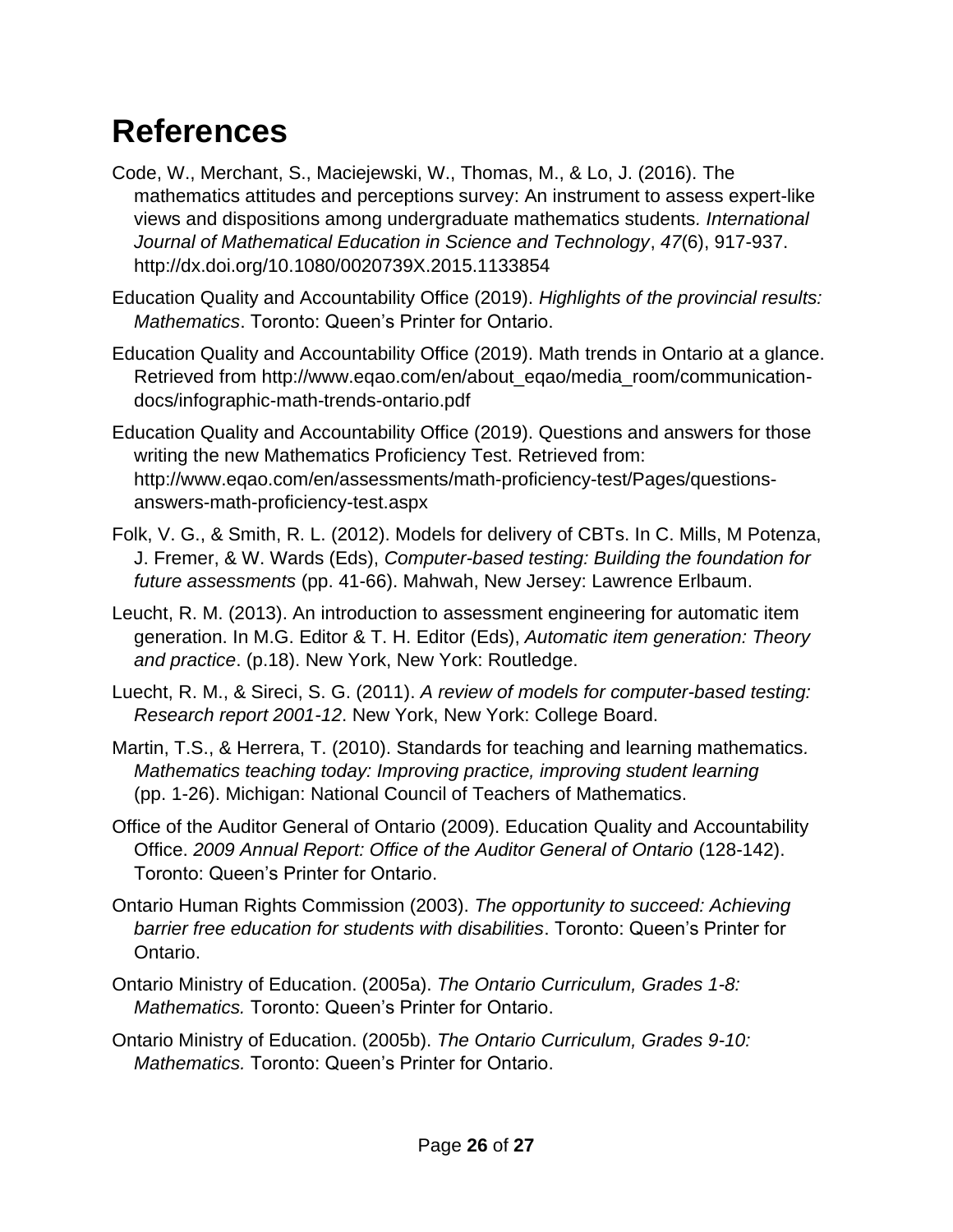# References

Code, W., Merchant, S., Maciejewski, W., Thomas, M., & Lo, J. (2016). The mathematics attitudes and perceptions survey: An instrument to assess expert-like views and dispositions among undergraduate mathematics students. *International Journal of Mathematical Education in Science and Technology*, *47*(6), 917-937. http://dx.doi.org/10.1080/0020739X.2015.1133854

Education Quality and Accountability Office (2019). *Highlights of the provincial results: Mathematics*. Toronto: Queen's Printer for Ontario.

Education Quality and Accountability Office (2019). Math trends in Ontario at a glance. Retrieved from http://www.eqao.com/en/about_eqao/media_room/communication-docs/infographic-math-trends-ontario.pdf

Education Quality and Accountability Office (2019). Questions and answers for those writing the new Mathematics Proficiency Test. Retrieved from: http://www.eqao.com/en/assessments/math-proficiency-test/Pages/questions-answers-math-proficiency-test.aspx

Folk, V. G., & Smith, R. L. (2012). Models for delivery of CBTs. In C. Mills, M Potenza, J. Fremer, & W. Wards (Eds), *Computer-based testing: Building the foundation for future assessments* (pp. 41-66). Mahwah, New Jersey: Lawrence Erlbaum.

Leucht, R. M. (2013). An introduction to assessment engineering for automatic item generation. In M.G. Editor & T. H. Editor (Eds), *Automatic item generation: Theory and practice*. (p.18). New York, New York: Routledge.

Luecht, R. M., & Sireci, S. G. (2011). *A review of models for computer-based testing: Research report 2001-12*. New York, New York: College Board.

Martin, T.S., & Herrera, T. (2010). Standards for teaching and learning mathematics. *Mathematics teaching today: Improving practice, improving student learning* (pp. 1-26). Michigan: National Council of Teachers of Mathematics.

Office of the Auditor General of Ontario (2009). Education Quality and Accountability Office. *2009 Annual Report: Office of the Auditor General of Ontario* (128-142). Toronto: Queen's Printer for Ontario.

Ontario Human Rights Commission (2003). *The opportunity to succeed: Achieving barrier free education for students with disabilities*. Toronto: Queen's Printer for Ontario.

Ontario Ministry of Education. (2005a). *The Ontario Curriculum, Grades 1-8: Mathematics.* Toronto: Queen's Printer for Ontario.

Ontario Ministry of Education. (2005b). *The Ontario Curriculum, Grades 9-10: Mathematics.* Toronto: Queen's Printer for Ontario.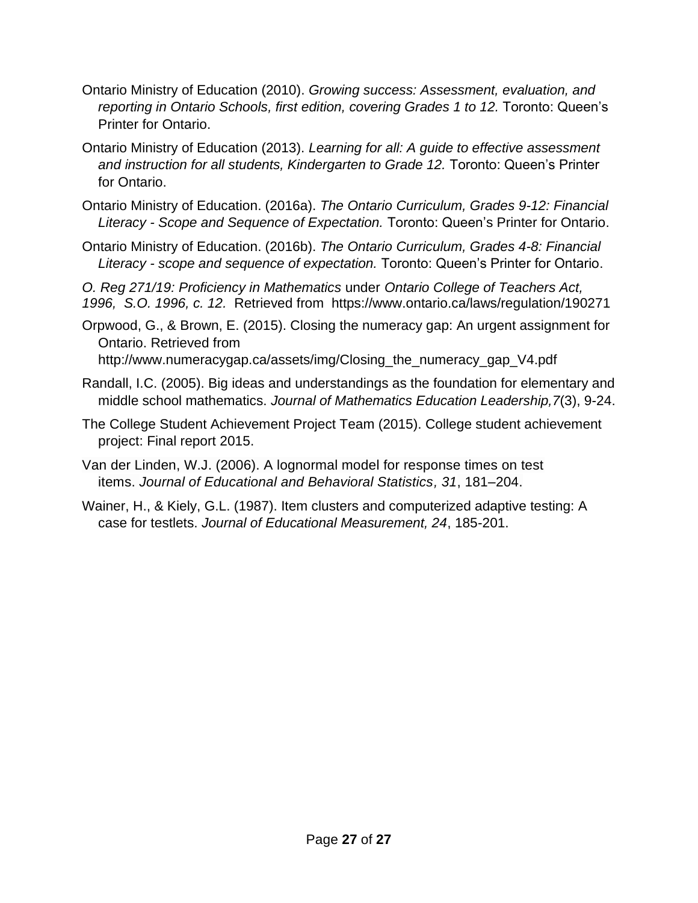Ontario Ministry of Education (2010). *Growing success: Assessment, evaluation, and reporting in Ontario Schools, first edition, covering Grades 1 to 12.* Toronto: Queen's Printer for Ontario.

Ontario Ministry of Education (2013). *Learning for all: A guide to effective assessment and instruction for all students, Kindergarten to Grade 12.* Toronto: Queen's Printer for Ontario.

Ontario Ministry of Education. (2016a). *The Ontario Curriculum, Grades 9-12: Financial Literacy - Scope and Sequence of Expectation.* Toronto: Queen's Printer for Ontario.

Ontario Ministry of Education. (2016b). *The Ontario Curriculum, Grades 4-8: Financial Literacy - scope and sequence of expectation.* Toronto: Queen's Printer for Ontario.

*O. Reg 271/19: Proficiency in Mathematics* under *Ontario College of Teachers Act, 1996, S.O. 1996, c. 12.* Retrieved from https://www.ontario.ca/laws/regulation/190271

Orpwood, G., & Brown, E. (2015). Closing the numeracy gap: An urgent assignment for Ontario. Retrieved from http://www.numeracygap.ca/assets/img/Closing_the_numeracy_gap_V4.pdf

Randall, I.C. (2005). Big ideas and understandings as the foundation for elementary and middle school mathematics. *Journal of Mathematics Education Leadership,7*(3), 9-24.

The College Student Achievement Project Team (2015). College student achievement project: Final report 2015.

Van der Linden, W.J. (2006). A lognormal model for response times on test items. *Journal of Educational and Behavioral Statistics, 31*, 181–204.

Wainer, H., & Kiely, G.L. (1987). Item clusters and computerized adaptive testing: A case for testlets. *Journal of Educational Measurement, 24*, 185-201.